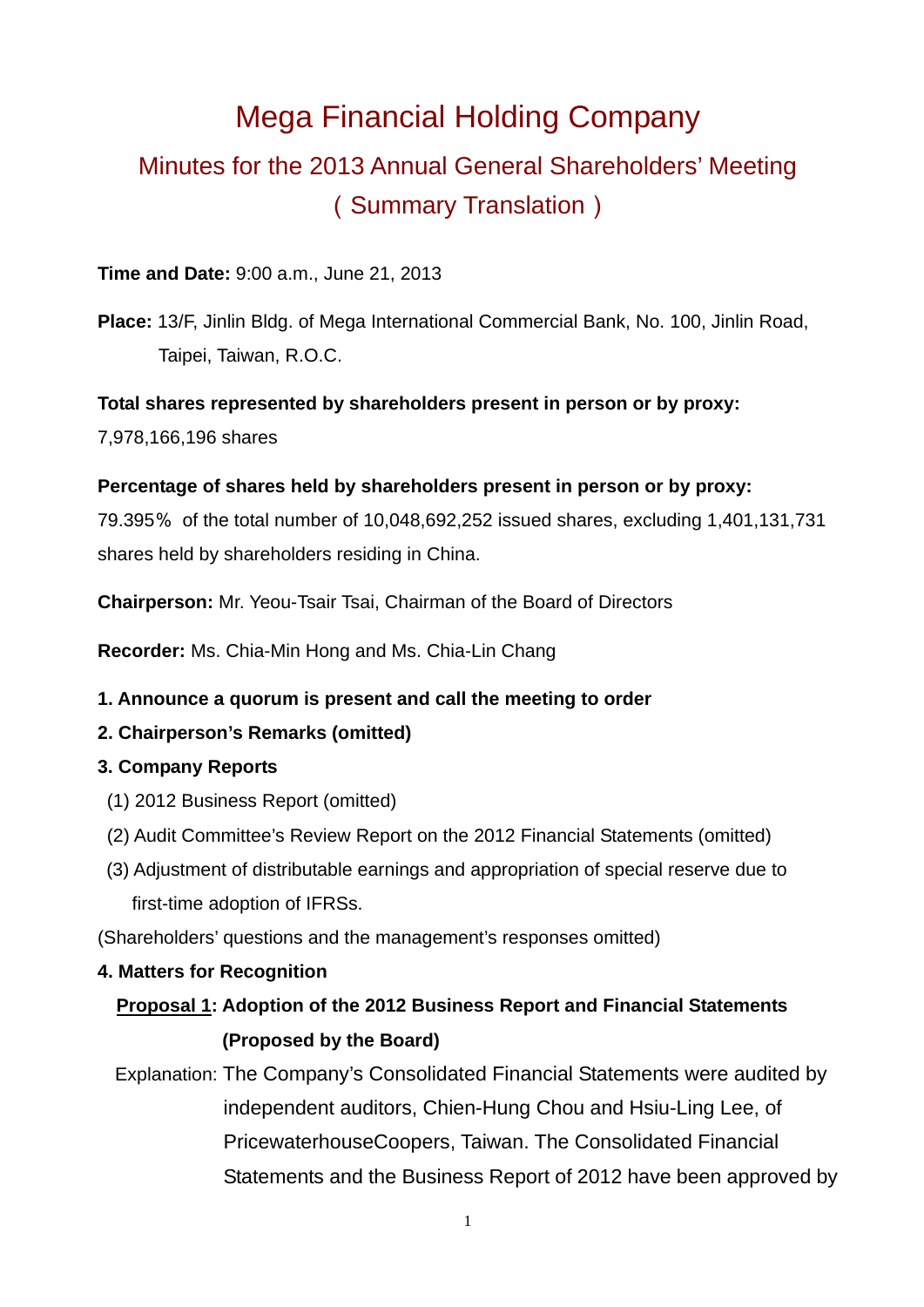# Mega Financial Holding Company

## Minutes for the 2013 Annual General Shareholders' Meeting

## ( Summary Translation )

**Time and Date:** 9:00 a.m., June 21, 2013

**Place:** 13/F, Jinlin Bldg. of Mega International Commercial Bank, No. 100, Jinlin Road, Taipei, Taiwan, R.O.C.

**Total shares represented by shareholders present in person or by proxy:**
7,978,166,196 shares

**Percentage of shares held by shareholders present in person or by proxy:**
79.395％ of the total number of 10,048,692,252 issued shares, excluding 1,401,131,731 shares held by shareholders residing in China.

**Chairperson:** Mr. Yeou-Tsair Tsai, Chairman of the Board of Directors

**Recorder:** Ms. Chia-Min Hong and Ms. Chia-Lin Chang

**1. Announce a quorum is present and call the meeting to order**

**2. Chairperson's Remarks (omitted)**

**3. Company Reports**

(1) 2012 Business Report (omitted)

(2) Audit Committee's Review Report on the 2012 Financial Statements (omitted)

(3) Adjustment of distributable earnings and appropriation of special reserve due to first-time adoption of IFRSs.

(Shareholders' questions and the management's responses omitted)

**4. Matters for Recognition**

**Proposal 1: Adoption of the 2012 Business Report and Financial Statements (Proposed by the Board)**

Explanation: The Company's Consolidated Financial Statements were audited by independent auditors, Chien-Hung Chou and Hsiu-Ling Lee, of PricewaterhouseCoopers, Taiwan. The Consolidated Financial Statements and the Business Report of 2012 have been approved by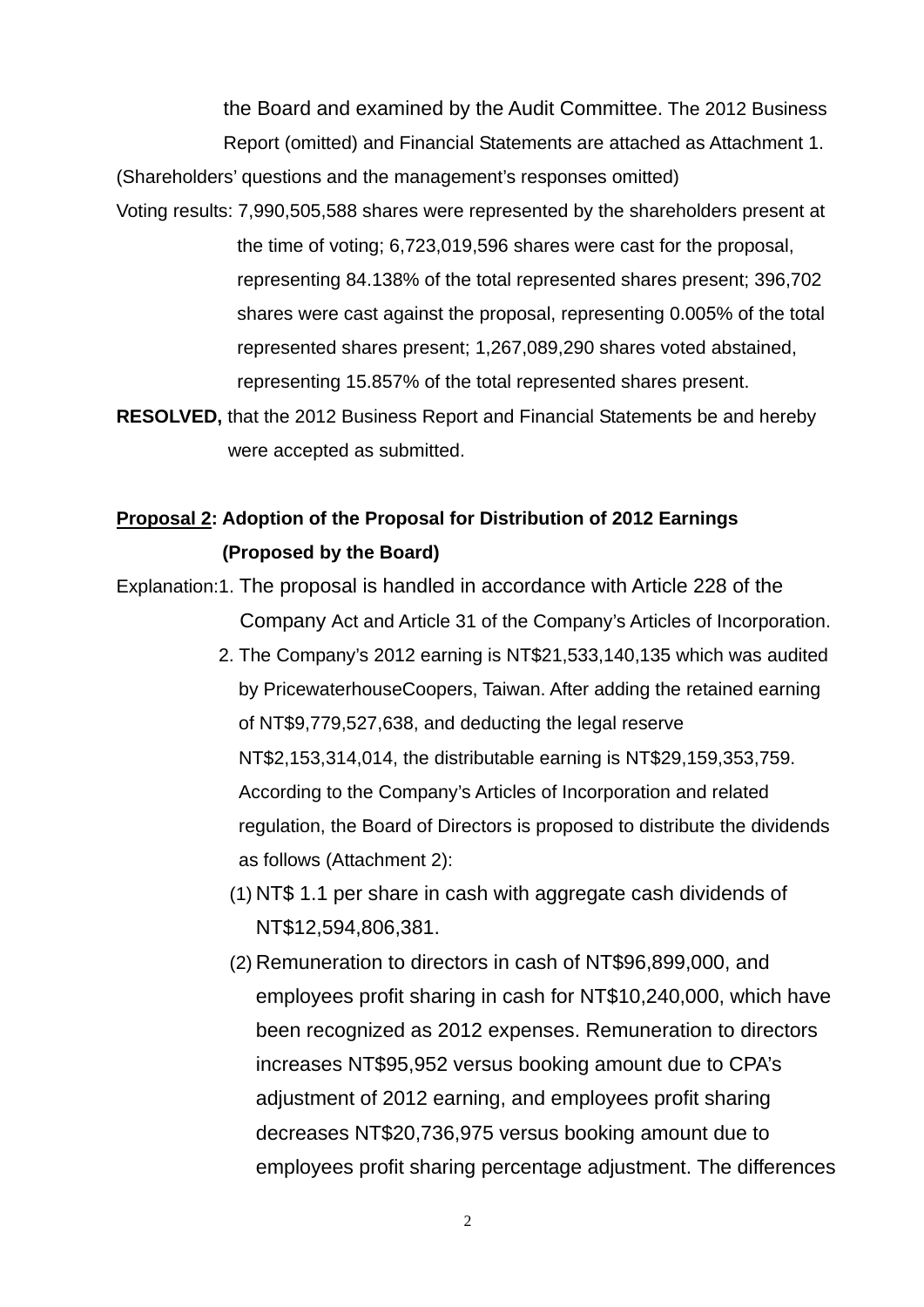the Board and examined by the Audit Committee. The 2012 Business Report (omitted) and Financial Statements are attached as Attachment 1.

(Shareholders' questions and the management's responses omitted)

Voting results: 7,990,505,588 shares were represented by the shareholders present at the time of voting; 6,723,019,596 shares were cast for the proposal, representing 84.138% of the total represented shares present; 396,702 shares were cast against the proposal, representing 0.005% of the total represented shares present; 1,267,089,290 shares voted abstained, representing 15.857% of the total represented shares present.

**RESOLVED,** that the 2012 Business Report and Financial Statements be and hereby were accepted as submitted.

**<u>Proposal 2</u>: Adoption of the Proposal for Distribution of 2012 Earnings (Proposed by the Board)**

Explanation:

1. The proposal is handled in accordance with Article 228 of the Company Act and Article 31 of the Company's Articles of Incorporation.
2. The Company's 2012 earning is NT$21,533,140,135 which was audited by PricewaterhouseCoopers, Taiwan. After adding the retained earning of NT$9,779,527,638, and deducting the legal reserve NT$2,153,314,014, the distributable earning is NT$29,159,353,759. According to the Company's Articles of Incorporation and related regulation, the Board of Directors is proposed to distribute the dividends as follows (Attachment 2):
   (1) NT$ 1.1 per share in cash with aggregate cash dividends of NT$12,594,806,381.
   (2) Remuneration to directors in cash of NT$96,899,000, and employees profit sharing in cash for NT$10,240,000, which have been recognized as 2012 expenses. Remuneration to directors increases NT$95,952 versus booking amount due to CPA's adjustment of 2012 earning, and employees profit sharing decreases NT$20,736,975 versus booking amount due to employees profit sharing percentage adjustment. The differences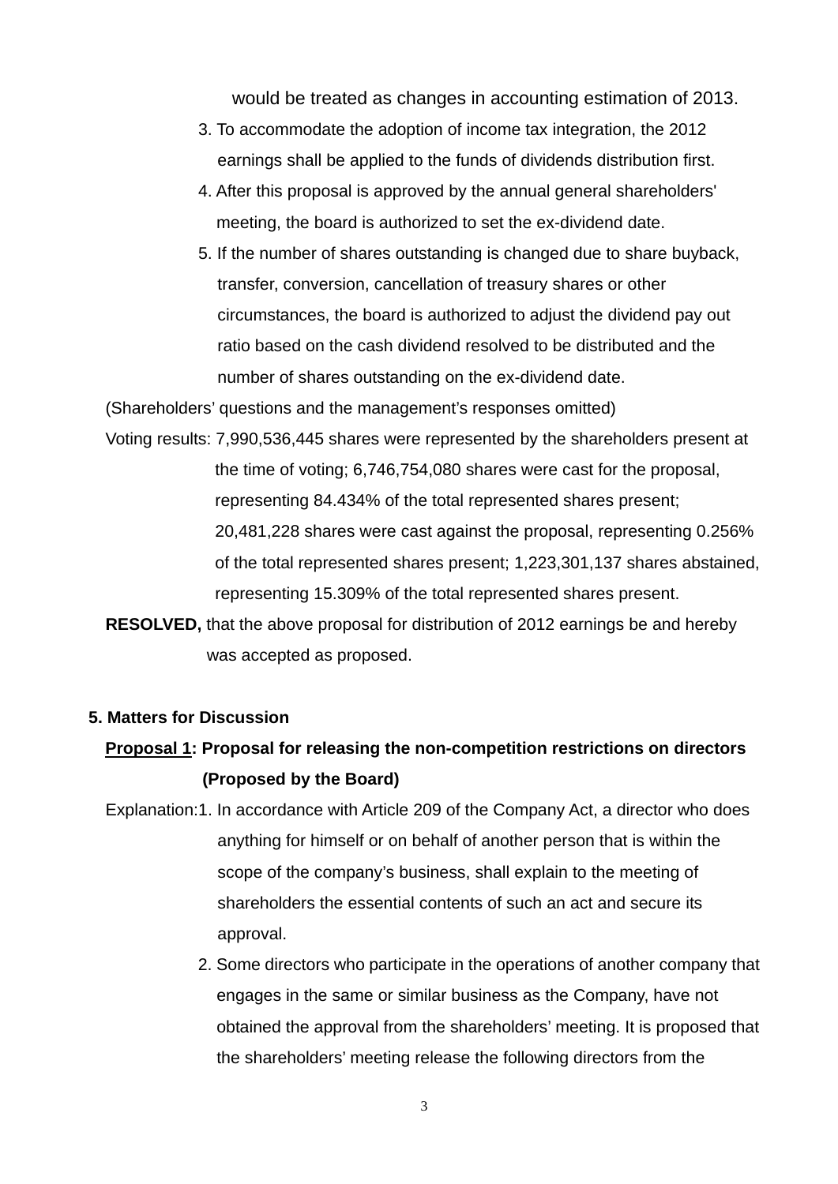would be treated as changes in accounting estimation of 2013.

3. To accommodate the adoption of income tax integration, the 2012 earnings shall be applied to the funds of dividends distribution first.
4. After this proposal is approved by the annual general shareholders' meeting, the board is authorized to set the ex-dividend date.
5. If the number of shares outstanding is changed due to share buyback, transfer, conversion, cancellation of treasury shares or other circumstances, the board is authorized to adjust the dividend pay out ratio based on the cash dividend resolved to be distributed and the number of shares outstanding on the ex-dividend date.

(Shareholders' questions and the management's responses omitted)

Voting results: 7,990,536,445 shares were represented by the shareholders present at the time of voting; 6,746,754,080 shares were cast for the proposal, representing 84.434% of the total represented shares present; 20,481,228 shares were cast against the proposal, representing 0.256% of the total represented shares present; 1,223,301,137 shares abstained, representing 15.309% of the total represented shares present.

**RESOLVED,** that the above proposal for distribution of 2012 earnings be and hereby was accepted as proposed.

**5. Matters for Discussion**

**Proposal 1: Proposal for releasing the non-competition restrictions on directors (Proposed by the Board)**

Explanation:

1. In accordance with Article 209 of the Company Act, a director who does anything for himself or on behalf of another person that is within the scope of the company's business, shall explain to the meeting of shareholders the essential contents of such an act and secure its approval.
2. Some directors who participate in the operations of another company that engages in the same or similar business as the Company, have not obtained the approval from the shareholders' meeting. It is proposed that the shareholders' meeting release the following directors from the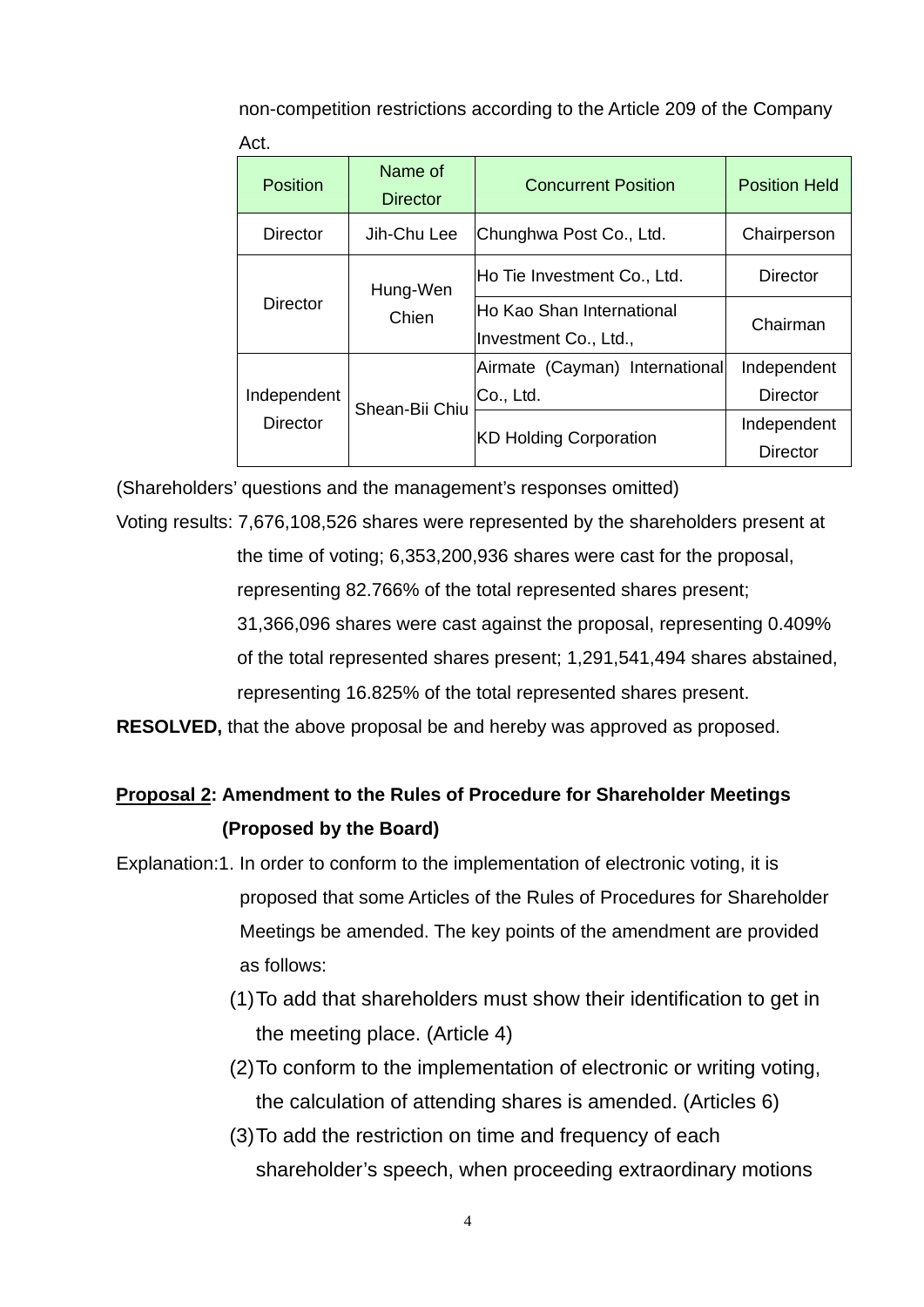non-competition restrictions according to the Article 209 of the Company Act.

| Position | Name of Director | Concurrent Position | Position Held |
|---|---|---|---|
| Director | Jih-Chu Lee | Chunghwa Post Co., Ltd. | Chairperson |
| Director | Hung-Wen Chien | Ho Tie Investment Co., Ltd. | Director |
| | | Ho Kao Shan International Investment Co., Ltd., | Chairman |
| Independent Director | Shean-Bii Chiu | Airmate (Cayman) International Co., Ltd. | Independent Director |
| | | KD Holding Corporation | Independent Director |

(Shareholders' questions and the management's responses omitted)

Voting results: 7,676,108,526 shares were represented by the shareholders present at the time of voting; 6,353,200,936 shares were cast for the proposal, representing 82.766% of the total represented shares present; 31,366,096 shares were cast against the proposal, representing 0.409% of the total represented shares present; 1,291,541,494 shares abstained, representing 16.825% of the total represented shares present.

**RESOLVED,** that the above proposal be and hereby was approved as proposed.

**Proposal 2: Amendment to the Rules of Procedure for Shareholder Meetings (Proposed by the Board)**

Explanation:1. In order to conform to the implementation of electronic voting, it is proposed that some Articles of the Rules of Procedures for Shareholder Meetings be amended. The key points of the amendment are provided as follows:

(1) To add that shareholders must show their identification to get in the meeting place. (Article 4)

(2) To conform to the implementation of electronic or writing voting, the calculation of attending shares is amended. (Articles 6)

(3) To add the restriction on time and frequency of each shareholder's speech, when proceeding extraordinary motions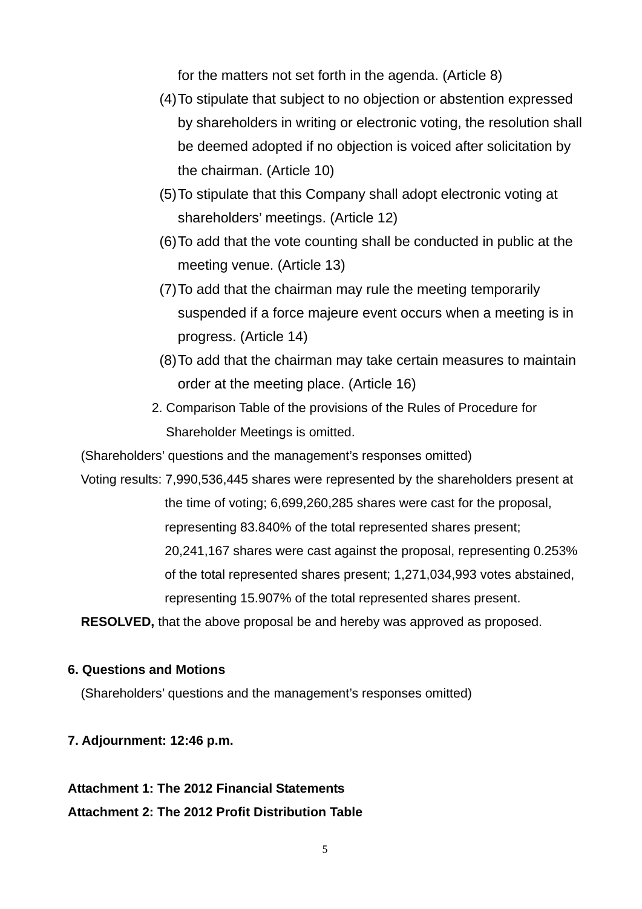for the matters not set forth in the agenda. (Article 8)

(4) To stipulate that subject to no objection or abstention expressed by shareholders in writing or electronic voting, the resolution shall be deemed adopted if no objection is voiced after solicitation by the chairman. (Article 10)

(5) To stipulate that this Company shall adopt electronic voting at shareholders' meetings. (Article 12)

(6) To add that the vote counting shall be conducted in public at the meeting venue. (Article 13)

(7) To add that the chairman may rule the meeting temporarily suspended if a force majeure event occurs when a meeting is in progress. (Article 14)

(8) To add that the chairman may take certain measures to maintain order at the meeting place. (Article 16)

2. Comparison Table of the provisions of the Rules of Procedure for Shareholder Meetings is omitted.

(Shareholders' questions and the management's responses omitted)

Voting results: 7,990,536,445 shares were represented by the shareholders present at the time of voting; 6,699,260,285 shares were cast for the proposal, representing 83.840% of the total represented shares present; 20,241,167 shares were cast against the proposal, representing 0.253% of the total represented shares present; 1,271,034,993 votes abstained, representing 15.907% of the total represented shares present.

**RESOLVED,** that the above proposal be and hereby was approved as proposed.

**6. Questions and Motions**

(Shareholders' questions and the management's responses omitted)

**7. Adjournment: 12:46 p.m.**

**Attachment 1: The 2012 Financial Statements**

**Attachment 2: The 2012 Profit Distribution Table**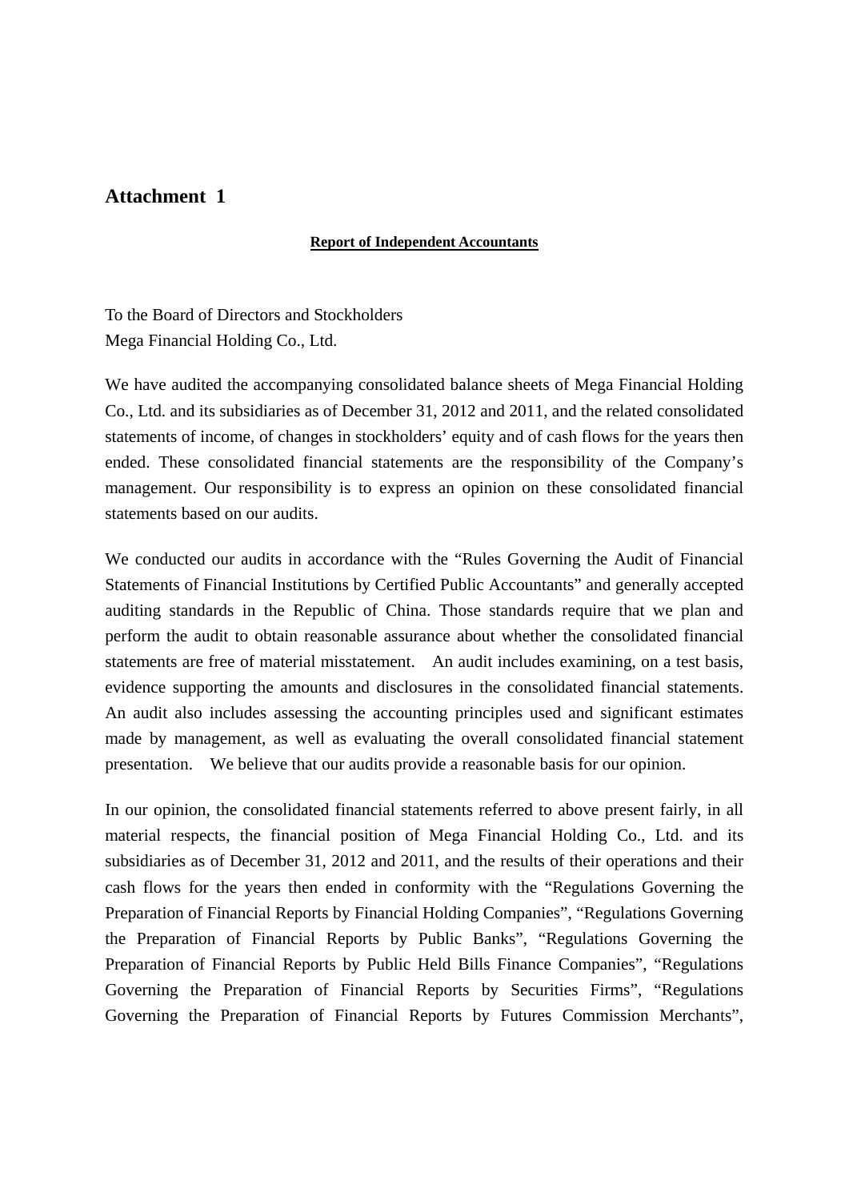## Attachment 1

**Report of Independent Accountants**

To the Board of Directors and Stockholders
Mega Financial Holding Co., Ltd.

We have audited the accompanying consolidated balance sheets of Mega Financial Holding Co., Ltd. and its subsidiaries as of December 31, 2012 and 2011, and the related consolidated statements of income, of changes in stockholders' equity and of cash flows for the years then ended. These consolidated financial statements are the responsibility of the Company's management. Our responsibility is to express an opinion on these consolidated financial statements based on our audits.

We conducted our audits in accordance with the "Rules Governing the Audit of Financial Statements of Financial Institutions by Certified Public Accountants" and generally accepted auditing standards in the Republic of China. Those standards require that we plan and perform the audit to obtain reasonable assurance about whether the consolidated financial statements are free of material misstatement. An audit includes examining, on a test basis, evidence supporting the amounts and disclosures in the consolidated financial statements. An audit also includes assessing the accounting principles used and significant estimates made by management, as well as evaluating the overall consolidated financial statement presentation. We believe that our audits provide a reasonable basis for our opinion.

In our opinion, the consolidated financial statements referred to above present fairly, in all material respects, the financial position of Mega Financial Holding Co., Ltd. and its subsidiaries as of December 31, 2012 and 2011, and the results of their operations and their cash flows for the years then ended in conformity with the "Regulations Governing the Preparation of Financial Reports by Financial Holding Companies", "Regulations Governing the Preparation of Financial Reports by Public Banks", "Regulations Governing the Preparation of Financial Reports by Public Held Bills Finance Companies", "Regulations Governing the Preparation of Financial Reports by Securities Firms", "Regulations Governing the Preparation of Financial Reports by Futures Commission Merchants",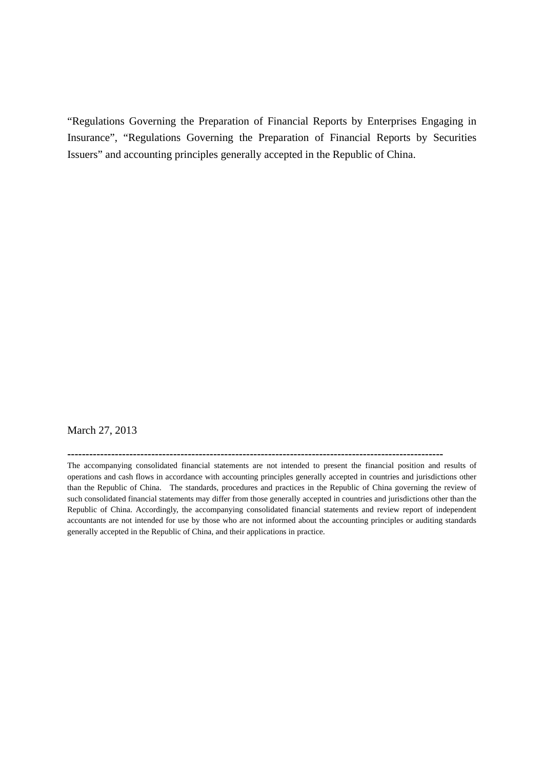"Regulations Governing the Preparation of Financial Reports by Enterprises Engaging in Insurance", "Regulations Governing the Preparation of Financial Reports by Securities Issuers" and accounting principles generally accepted in the Republic of China.

March 27, 2013

---

The accompanying consolidated financial statements are not intended to present the financial position and results of operations and cash flows in accordance with accounting principles generally accepted in countries and jurisdictions other than the Republic of China. The standards, procedures and practices in the Republic of China governing the review of such consolidated financial statements may differ from those generally accepted in countries and jurisdictions other than the Republic of China. Accordingly, the accompanying consolidated financial statements and review report of independent accountants are not intended for use by those who are not informed about the accounting principles or auditing standards generally accepted in the Republic of China, and their applications in practice.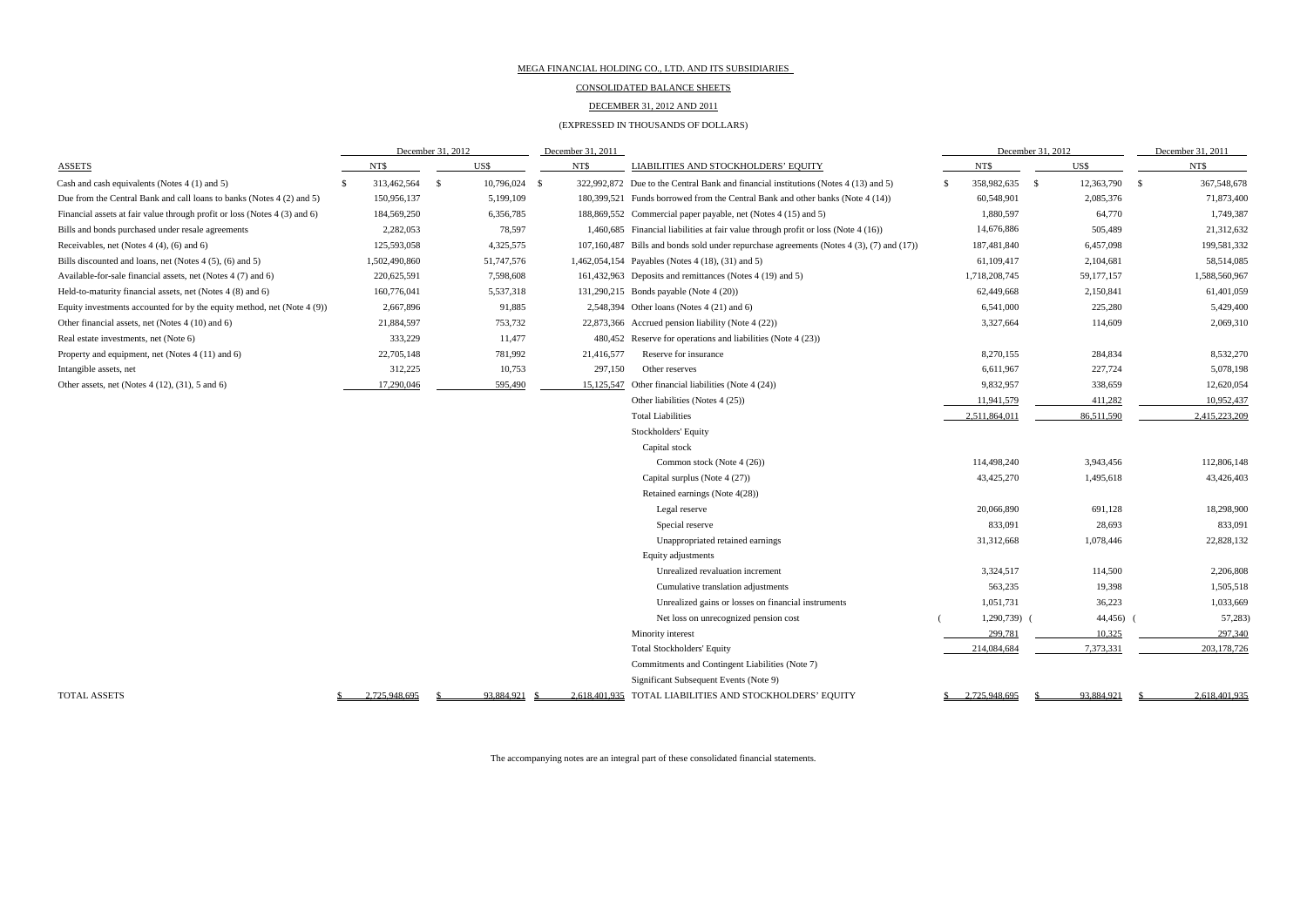MEGA FINANCIAL HOLDING CO., LTD. AND ITS SUBSIDIARIES

CONSOLIDATED BALANCE SHEETS

DECEMBER 31, 2012 AND 2011

(EXPRESSED IN THOUSANDS OF DOLLARS)

| ASSETS | December 31, 2012 NT$ | December 31, 2012 US$ | December 31, 2011 NT$ |
|---|---|---|---|
| Cash and cash equivalents (Notes 4 (1) and 5) | $ 313,462,564 | $ 10,796,024 | $ 322,992,872 |
| Due from the Central Bank and call loans to banks (Notes 4 (2) and 5) | 150,956,137 | 5,199,109 | 180,399,521 |
| Financial assets at fair value through profit or loss (Notes 4 (3) and 6) | 184,569,250 | 6,356,785 | 188,869,552 |
| Bills and bonds purchased under resale agreements | 2,282,053 | 78,597 | 1,460,685 |
| Receivables, net (Notes 4 (4), (6) and 6) | 125,593,058 | 4,325,575 | 107,160,487 |
| Bills discounted and loans, net (Notes 4 (5), (6) and 5) | 1,502,490,860 | 51,747,576 | 1,462,054,154 |
| Available-for-sale financial assets, net (Notes 4 (7) and 6) | 220,625,591 | 7,598,608 | 161,432,963 |
| Held-to-maturity financial assets, net (Notes 4 (8) and 6) | 160,776,041 | 5,537,318 | 131,290,215 |
| Equity investments accounted for by the equity method, net (Note 4 (9)) | 2,667,896 | 91,885 | 2,548,394 |
| Other financial assets, net (Notes 4 (10) and 6) | 21,884,597 | 753,732 | 22,873,366 |
| Real estate investments, net (Note 6) | 333,229 | 11,477 | 480,452 |
| Property and equipment, net (Notes 4 (11) and 6) | 22,705,148 | 781,992 | 21,416,577 |
| Intangible assets, net | 312,225 | 10,753 | 297,150 |
| Other assets, net (Notes 4 (12), (31), 5 and 6) | 17,290,046 | 595,490 | 15,125,547 |
| TOTAL ASSETS | $ 2,725,948,695 | $ 93,884,921 | $ 2,618,401,935 |

| LIABILITIES AND STOCKHOLDERS' EQUITY | December 31, 2012 NT$ | December 31, 2012 US$ | December 31, 2011 NT$ |
|---|---|---|---|
| Due to the Central Bank and financial institutions (Notes 4 (13) and 5) | $ 358,982,635 | $ 12,363,790 | $ 367,548,678 |
| Funds borrowed from the Central Bank and other banks (Note 4 (14)) | 60,548,901 | 2,085,376 | 71,873,400 |
| Commercial paper payable, net (Notes 4 (15) and 5) | 1,880,597 | 64,770 | 1,749,387 |
| Financial liabilities at fair value through profit or loss (Note 4 (16)) | 14,676,886 | 505,489 | 21,312,632 |
| Bills and bonds sold under repurchase agreements (Notes 4 (3), (7) and (17)) | 187,481,840 | 6,457,098 | 199,581,332 |
| Payables (Notes 4 (18), (31) and 5) | 61,109,417 | 2,104,681 | 58,514,085 |
| Deposits and remittances (Notes 4 (19) and 5) | 1,718,208,745 | 59,177,157 | 1,588,560,967 |
| Bonds payable (Note 4 (20)) | 62,449,668 | 2,150,841 | 61,401,059 |
| Other loans (Notes 4 (21) and 6) | 6,541,000 | 225,280 | 5,429,400 |
| Accrued pension liability (Note 4 (22)) | 3,327,664 | 114,609 | 2,069,310 |
| Reserve for operations and liabilities (Note 4 (23)) | | | |
| Reserve for insurance | 8,270,155 | 284,834 | 8,532,270 |
| Other reserves | 6,611,967 | 227,724 | 5,078,198 |
| Other financial liabilities (Note 4 (24)) | 9,832,957 | 338,659 | 12,620,054 |
| Other liabilities (Notes 4 (25)) | 11,941,579 | 411,282 | 10,952,437 |
| Total Liabilities | 2,511,864,011 | 86,511,590 | 2,415,223,209 |
| Stockholders' Equity | | | |
| Capital stock | | | |
| Common stock (Note 4 (26)) | 114,498,240 | 3,943,456 | 112,806,148 |
| Capital surplus (Note 4 (27)) | 43,425,270 | 1,495,618 | 43,426,403 |
| Retained earnings (Note 4(28)) | | | |
| Legal reserve | 20,066,890 | 691,128 | 18,298,900 |
| Special reserve | 833,091 | 28,693 | 833,091 |
| Unappropriated retained earnings | 31,312,668 | 1,078,446 | 22,828,132 |
| Equity adjustments | | | |
| Unrealized revaluation increment | 3,324,517 | 114,500 | 2,206,808 |
| Cumulative translation adjustments | 563,235 | 19,398 | 1,505,518 |
| Unrealized gains or losses on financial instruments | 1,051,731 | 36,223 | 1,033,669 |
| Net loss on unrecognized pension cost | ( 1,290,739) | ( 44,456) | ( 57,283) |
| Minority interest | 299,781 | 10,325 | 297,340 |
| Total Stockholders' Equity | 214,084,684 | 7,373,331 | 203,178,726 |
| Commitments and Contingent Liabilities (Note 7) | | | |
| Significant Subsequent Events (Note 9) | | | |
| TOTAL LIABILITIES AND STOCKHOLDERS' EQUITY | $ 2,725,948,695 | $ 93,884,921 | $ 2,618,401,935 |

The accompanying notes are an integral part of these consolidated financial statements.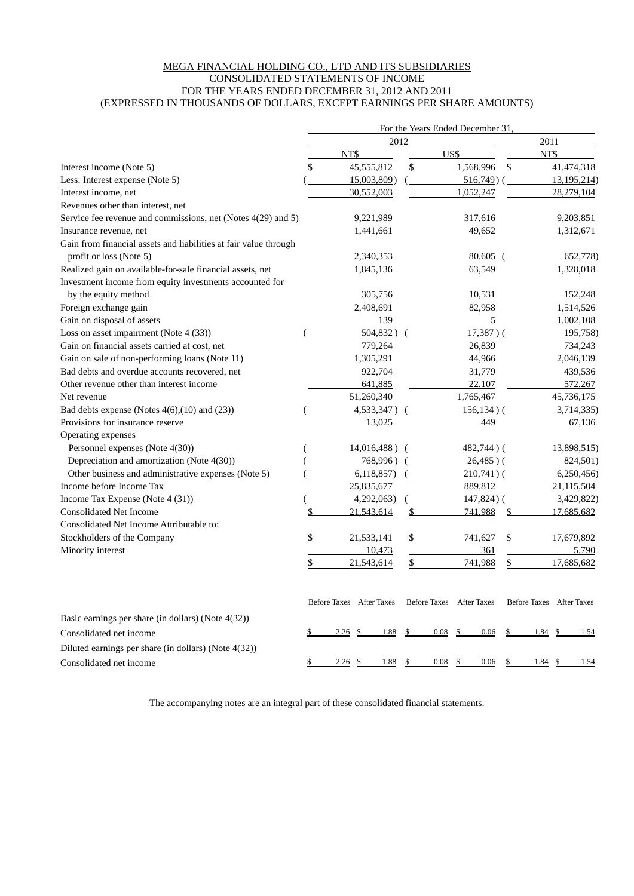MEGA FINANCIAL HOLDING CO., LTD AND ITS SUBSIDIARIES
CONSOLIDATED STATEMENTS OF INCOME
FOR THE YEARS ENDED DECEMBER 31, 2012 AND 2011
(EXPRESSED IN THOUSANDS OF DOLLARS, EXCEPT EARNINGS PER SHARE AMOUNTS)

| | For the Years Ended December 31, | | |
|---|---|---|---|
| | 2012 | | 2011 |
| | NT$ | US$ | NT$ |
| Interest income (Note 5) | $ 45,555,812 | $ 1,568,996 | $ 41,474,318 |
| Less: Interest expense (Note 5) | ( 15,003,809) | ( 516,749) | ( 13,195,214) |
| Interest income, net | 30,552,003 | 1,052,247 | 28,279,104 |
| Revenues other than interest, net | | | |
| Service fee revenue and commissions, net (Notes 4(29) and 5) | 9,221,989 | 317,616 | 9,203,851 |
| Insurance revenue, net | 1,441,661 | 49,652 | 1,312,671 |
| Gain from financial assets and liabilities at fair value through profit or loss (Note 5) | 2,340,353 | 80,605 | ( 652,778) |
| Realized gain on available-for-sale financial assets, net | 1,845,136 | 63,549 | 1,328,018 |
| Investment income from equity investments accounted for by the equity method | 305,756 | 10,531 | 152,248 |
| Foreign exchange gain | 2,408,691 | 82,958 | 1,514,526 |
| Gain on disposal of assets | 139 | 5 | 1,002,108 |
| Loss on asset impairment (Note 4 (33)) | ( 504,832) | ( 17,387) | ( 195,758) |
| Gain on financial assets carried at cost, net | 779,264 | 26,839 | 734,243 |
| Gain on sale of non-performing loans (Note 11) | 1,305,291 | 44,966 | 2,046,139 |
| Bad debts and overdue accounts recovered, net | 922,704 | 31,779 | 439,536 |
| Other revenue other than interest income | 641,885 | 22,107 | 572,267 |
| Net revenue | 51,260,340 | 1,765,467 | 45,736,175 |
| Bad debts expense (Notes 4(6),(10) and (23)) | ( 4,533,347) | ( 156,134) | ( 3,714,335) |
| Provisions for insurance reserve | 13,025 | 449 | 67,136 |
| Operating expenses | | | |
| Personnel expenses (Note 4(30)) | ( 14,016,488) | ( 482,744) | ( 13,898,515) |
| Depreciation and amortization (Note 4(30)) | ( 768,996) | ( 26,485) | ( 824,501) |
| Other business and administrative expenses (Note 5) | ( 6,118,857) | ( 210,741) | ( 6,250,456) |
| Income before Income Tax | 25,835,677 | 889,812 | 21,115,504 |
| Income Tax Expense (Note 4 (31)) | ( 4,292,063) | ( 147,824) | ( 3,429,822) |
| Consolidated Net Income | $ 21,543,614 | $ 741,988 | $ 17,685,682 |
| Consolidated Net Income Attributable to: | | | |
| Stockholders of the Company | $ 21,533,141 | $ 741,627 | $ 17,679,892 |
| Minority interest | 10,473 | 361 | 5,790 |
| | $ 21,543,614 | $ 741,988 | $ 17,685,682 |

| | Before Taxes | After Taxes | Before Taxes | After Taxes | Before Taxes | After Taxes |
|---|---|---|---|---|---|---|
| Basic earnings per share (in dollars) (Note 4(32)) | | | | | | |
| Consolidated net income | $ 2.26 | $ 1.88 | $ 0.08 | $ 0.06 | $ 1.84 | $ 1.54 |
| Diluted earnings per share (in dollars) (Note 4(32)) | | | | | | |
| Consolidated net income | $ 2.26 | $ 1.88 | $ 0.08 | $ 0.06 | $ 1.84 | $ 1.54 |

The accompanying notes are an integral part of these consolidated financial statements.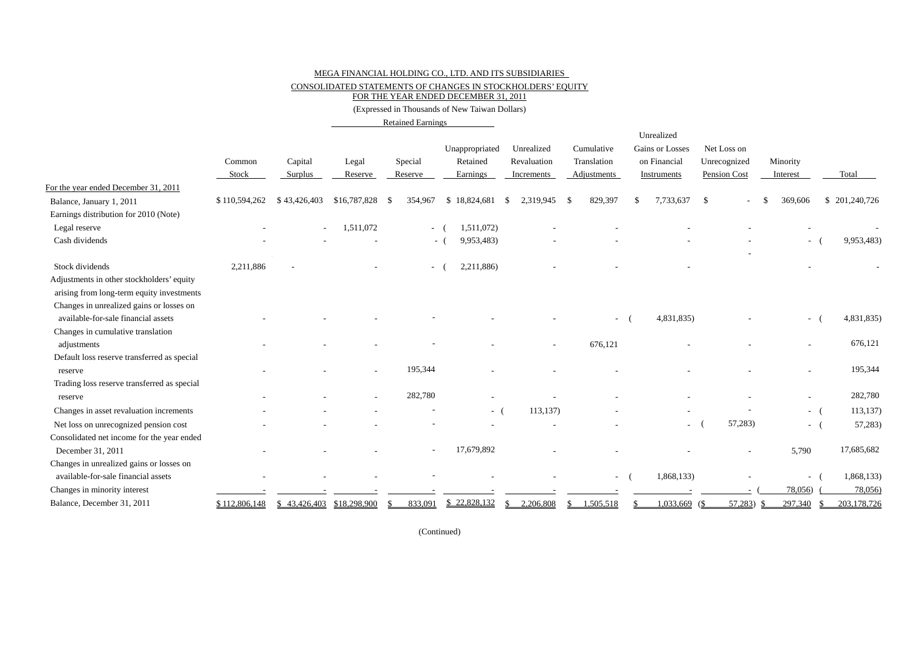MEGA FINANCIAL HOLDING CO., LTD. AND ITS SUBSIDIARIES

CONSOLIDATED STATEMENTS OF CHANGES IN STOCKHOLDERS' EQUITY

FOR THE YEAR ENDED DECEMBER 31, 2011

(Expressed in Thousands of New Taiwan Dollars)

| | | | Retained Earnings | | | | | | | | |
|---|---|---|---|---|---|---|---|---|---|---|---|
| | Common Stock | Capital Surplus | Legal Reserve | Special Reserve | Unappropriated Retained Earnings | Unrealized Revaluation Increments | Cumulative Translation Adjustments | Unrealized Gains or Losses on Financial Instruments | Net Loss on Unrecognized Pension Cost | Minority Interest | Total |
| For the year ended December 31, 2011 | | | | | | | | | | | |
| Balance, January 1, 2011 | $ 110,594,262 | $ 43,426,403 | $16,787,828 | $ 354,967 | $ 18,824,681 | $ 2,319,945 | $ 829,397 | $ 7,733,637 | $ - | $ 369,606 | $ 201,240,726 |
| Earnings distribution for 2010 (Note) | | | | | | | | | | | |
| Legal reserve | - | - | 1,511,072 | - | ( 1,511,072) | - | - | - | - | - | - |
| Cash dividends | - | - | - | - | ( 9,953,483) | - | - | - | - | - | ( 9,953,483) |
| Stock dividends | 2,211,886 | - | - | - | ( 2,211,886) | - | - | - | - | - | - |
| Adjustments in other stockholders' equity arising from long-term equity investments | | | | | | | | | | | |
| Changes in unrealized gains or losses on available-for-sale financial assets | - | - | - | - | - | - | - | ( 4,831,835) | - | - | ( 4,831,835) |
| Changes in cumulative translation adjustments | - | - | - | - | - | - | 676,121 | - | - | - | 676,121 |
| Default loss reserve transferred as special reserve | - | - | - | 195,344 | - | - | - | - | - | - | 195,344 |
| Trading loss reserve transferred as special reserve | - | - | - | 282,780 | - | - | - | - | - | - | 282,780 |
| Changes in asset revaluation increments | - | - | - | - | - | ( 113,137) | - | - | - | - | ( 113,137) |
| Net loss on unrecognized pension cost | - | - | - | - | - | - | - | - | ( 57,283) | - | ( 57,283) |
| Consolidated net income for the year ended December 31, 2011 | - | - | - | - | 17,679,892 | - | - | - | - | 5,790 | 17,685,682 |
| Changes in unrealized gains or losses on available-for-sale financial assets | - | - | - | - | - | - | - | ( 1,868,133) | - | - | ( 1,868,133) |
| Changes in minority interest | - | - | - | - | - | - | - | - | - | ( 78,056) | ( 78,056) |
| Balance, December 31, 2011 | $ 112,806,148 | $ 43,426,403 | $18,298,900 | $ 833,091 | $ 22,828,132 | $ 2,206,808 | $ 1,505,518 | $ 1,033,669 | ($ 57,283) | $ 297,340 | $ 203,178,726 |

(Continued)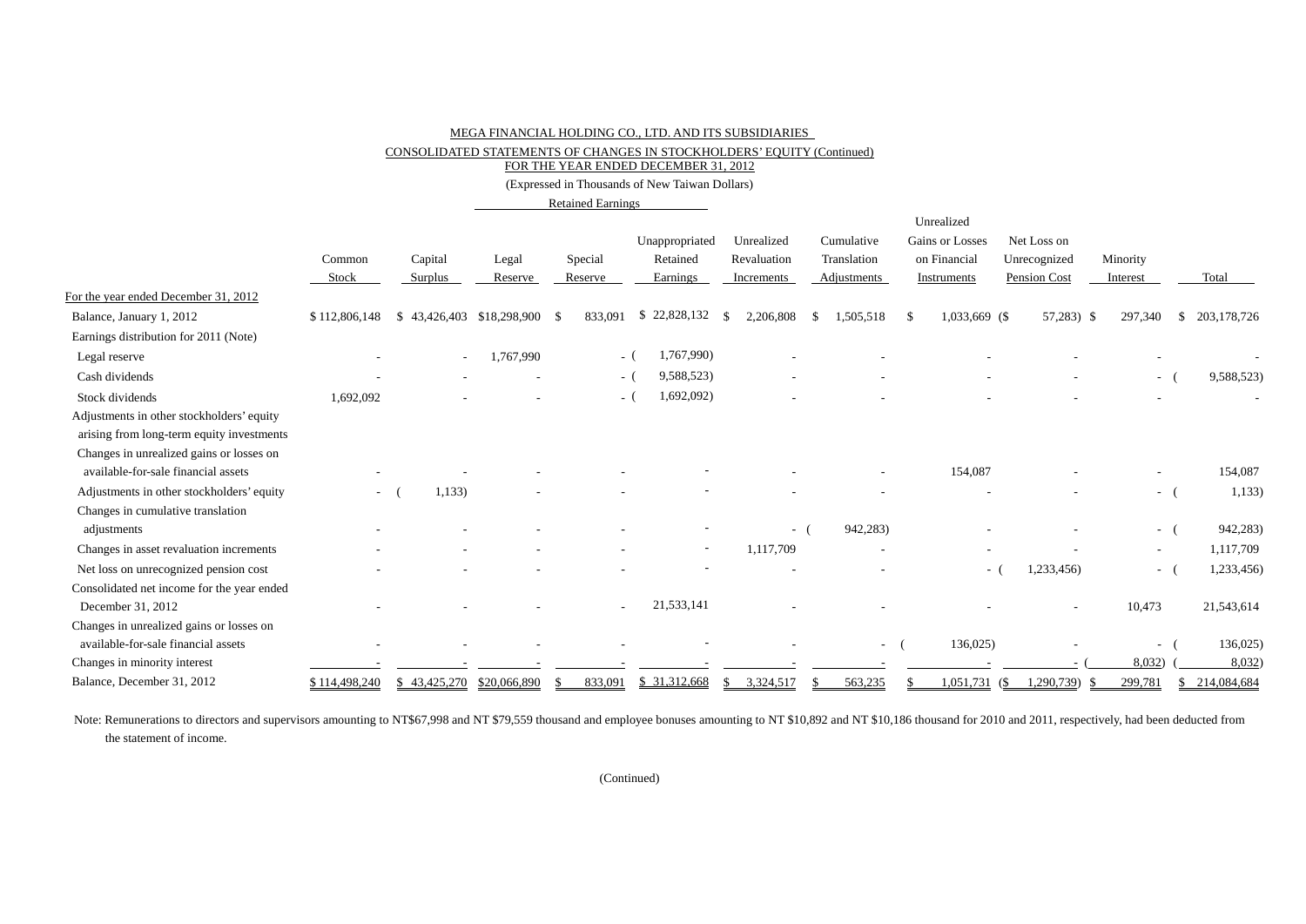MEGA FINANCIAL HOLDING CO., LTD. AND ITS SUBSIDIARIES

CONSOLIDATED STATEMENTS OF CHANGES IN STOCKHOLDERS' EQUITY (Continued)

FOR THE YEAR ENDED DECEMBER 31, 2012

(Expressed in Thousands of New Taiwan Dollars)

| | Common Stock | Capital Surplus | Retained Earnings Legal Reserve | Retained Earnings Special Reserve | Retained Earnings Unappropriated Retained Earnings | Unrealized Revaluation Increments | Cumulative Translation Adjustments | Unrealized Gains or Losses on Financial Instruments | Net Loss on Unrecognized Pension Cost | Minority Interest | Total |
|---|---|---|---|---|---|---|---|---|---|---|---|
| For the year ended December 31, 2012 | | | | | | | | | | | |
| Balance, January 1, 2012 | $ 112,806,148 | $ 43,426,403 | $18,298,900 | $ 833,091 | $ 22,828,132 | $ 2,206,808 | $ 1,505,518 | $ 1,033,669 | ($ 57,283) | $ 297,340 | $ 203,178,726 |
| Earnings distribution for 2011 (Note) | | | | | | | | | | | |
| Legal reserve | - | - | 1,767,990 | - | ( 1,767,990) | - | - | - | - | - | - |
| Cash dividends | - | - | - | - | ( 9,588,523) | - | - | - | - | - | ( 9,588,523) |
| Stock dividends | 1,692,092 | - | - | - | ( 1,692,092) | - | - | - | - | - | - |
| Adjustments in other stockholders' equity arising from long-term equity investments | | | | | | | | | | | |
| Changes in unrealized gains or losses on available-for-sale financial assets | - | - | - | - | - | - | - | 154,087 | - | - | 154,087 |
| Adjustments in other stockholders' equity | - | ( 1,133) | - | - | - | - | - | - | - | - | ( 1,133) |
| Changes in cumulative translation adjustments | - | - | - | - | - | - | ( 942,283) | - | - | - | ( 942,283) |
| Changes in asset revaluation increments | - | - | - | - | - | 1,117,709 | - | - | - | - | 1,117,709 |
| Net loss on unrecognized pension cost | - | - | - | - | - | - | - | - | ( 1,233,456) | - | ( 1,233,456) |
| Consolidated net income for the year ended December 31, 2012 | - | - | - | - | 21,533,141 | - | - | - | - | 10,473 | 21,543,614 |
| Changes in unrealized gains or losses on available-for-sale financial assets | - | - | - | - | - | - | - | ( 136,025) | - | - | ( 136,025) |
| Changes in minority interest | - | - | - | - | - | - | - | - | - | ( 8,032) | ( 8,032) |
| Balance, December 31, 2012 | $ 114,498,240 | $ 43,425,270 | $20,066,890 | $ 833,091 | $ 31,312,668 | $ 3,324,517 | $ 563,235 | $ 1,051,731 | ($ 1,290,739) | $ 299,781 | $ 214,084,684 |

Note: Remunerations to directors and supervisors amounting to NT$67,998 and NT $79,559 thousand and employee bonuses amounting to NT $10,892 and NT $10,186 thousand for 2010 and 2011, respectively, had been deducted from the statement of income.

(Continued)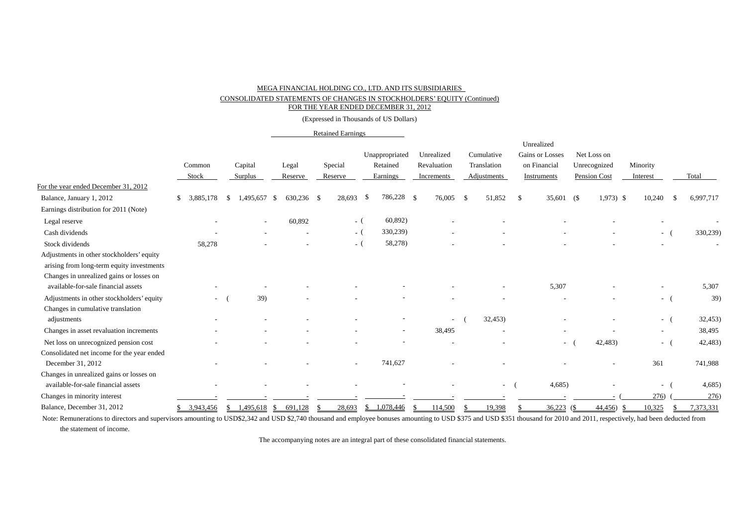MEGA FINANCIAL HOLDING CO., LTD. AND ITS SUBSIDIARIES

CONSOLIDATED STATEMENTS OF CHANGES IN STOCKHOLDERS' EQUITY (Continued)

FOR THE YEAR ENDED DECEMBER 31, 2012

(Expressed in Thousands of US Dollars)

| | Common Stock | Capital Surplus | Retained Earnings | | | Unrealized Revaluation Increments | Cumulative Translation Adjustments | Unrealized Gains or Losses on Financial Instruments | Net Loss on Unrecognized Pension Cost | Minority Interest | Total |
|---|---|---|---|---|---|---|---|---|---|---|---|
| | | | Legal Reserve | Special Reserve | Unappropriated Retained Earnings | | | | | | |
| For the year ended December 31, 2012 | | | | | | | | | | | |
| Balance, January 1, 2012 | $ 3,885,178 | $ 1,495,657 | $ 630,236 | $ 28,693 | $ 786,228 | $ 76,005 | $ 51,852 | $ 35,601 | ($ 1,973) | $ 10,240 | $ 6,997,717 |
| Earnings distribution for 2011 (Note) | | | | | | | | | | | |
| Legal reserve | - | - | 60,892 | - | ( 60,892) | - | - | - | - | - | - |
| Cash dividends | - | - | - | - | ( 330,239) | - | - | - | - | - | ( 330,239) |
| Stock dividends | 58,278 | - | - | - | ( 58,278) | - | - | - | - | - | - |
| Adjustments in other stockholders' equity arising from long-term equity investments | | | | | | | | | | | |
| Changes in unrealized gains or losses on available-for-sale financial assets | - | - | - | - | - | - | - | 5,307 | - | - | 5,307 |
| Adjustments in other stockholders' equity | - | ( 39) | - | - | - | - | - | - | - | - | ( 39) |
| Changes in cumulative translation adjustments | - | - | - | - | - | - | ( 32,453) | - | - | - | ( 32,453) |
| Changes in asset revaluation increments | - | - | - | - | - | 38,495 | - | - | - | - | 38,495 |
| Net loss on unrecognized pension cost | - | - | - | - | - | - | - | - | ( 42,483) | - | ( 42,483) |
| Consolidated net income for the year ended December 31, 2012 | - | - | - | - | 741,627 | - | - | - | - | 361 | 741,988 |
| Changes in unrealized gains or losses on available-for-sale financial assets | - | - | - | - | - | - | - | ( 4,685) | - | - | ( 4,685) |
| Changes in minority interest | - | - | - | - | - | - | - | - | - | ( 276) | ( 276) |
| Balance, December 31, 2012 | $ 3,943,456 | $ 1,495,618 | $ 691,128 | $ 28,693 | $ 1,078,446 | $ 114,500 | $ 19,398 | $ 36,223 | ($ 44,456) | $ 10,325 | $ 7,373,331 |

Note: Remunerations to directors and supervisors amounting to USD$2,342 and USD $2,740 thousand and employee bonuses amounting to USD $375 and USD $351 thousand for 2010 and 2011, respectively, had been deducted from the statement of income.

The accompanying notes are an integral part of these consolidated financial statements.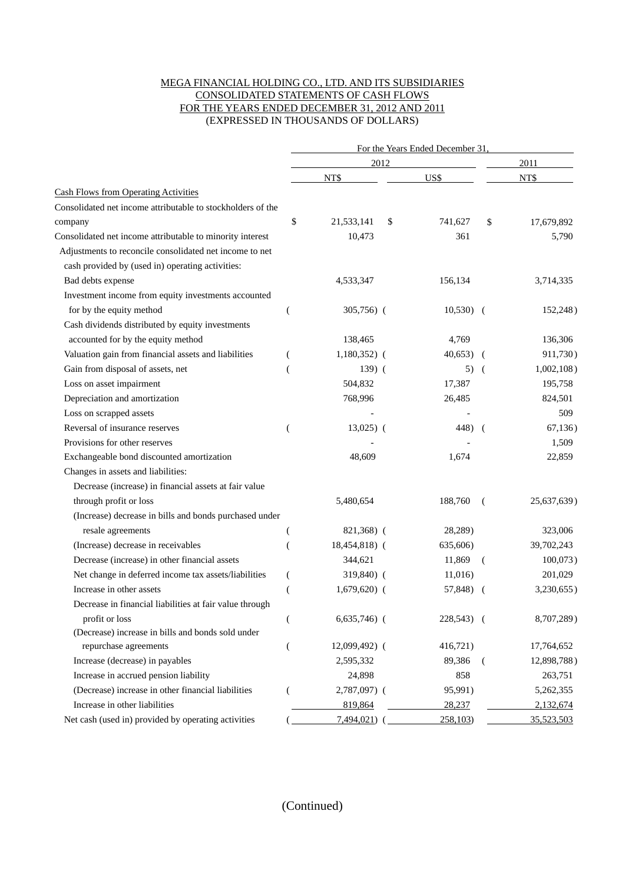MEGA FINANCIAL HOLDING CO., LTD. AND ITS SUBSIDIARIES
CONSOLIDATED STATEMENTS OF CASH FLOWS
FOR THE YEARS ENDED DECEMBER 31, 2012 AND 2011
(EXPRESSED IN THOUSANDS OF DOLLARS)

| | For the Years Ended December 31, | | |
|---|---|---|---|
| | 2012 | | 2011 |
| | NT$ | US$ | NT$ |
| Cash Flows from Operating Activities | | | |
| Consolidated net income attributable to stockholders of the company | $ 21,533,141 | $ 741,627 | $ 17,679,892 |
| Consolidated net income attributable to minority interest | 10,473 | 361 | 5,790 |
| Adjustments to reconcile consolidated net income to net cash provided by (used in) operating activities: | | | |
| Bad debts expense | 4,533,347 | 156,134 | 3,714,335 |
| Investment income from equity investments accounted for by the equity method | (305,756) | (10,530) | (152,248) |
| Cash dividends distributed by equity investments accounted for by the equity method | 138,465 | 4,769 | 136,306 |
| Valuation gain from financial assets and liabilities | (1,180,352) | (40,653) | (911,730) |
| Gain from disposal of assets, net | (139) | (5) | (1,002,108) |
| Loss on asset impairment | 504,832 | 17,387 | 195,758 |
| Depreciation and amortization | 768,996 | 26,485 | 824,501 |
| Loss on scrapped assets | - | - | 509 |
| Reversal of insurance reserves | (13,025) | (448) | (67,136) |
| Provisions for other reserves | - | - | 1,509 |
| Exchangeable bond discounted amortization | 48,609 | 1,674 | 22,859 |
| Changes in assets and liabilities: | | | |
| Decrease (increase) in financial assets at fair value through profit or loss | 5,480,654 | 188,760 | (25,637,639) |
| (Increase) decrease in bills and bonds purchased under resale agreements | (821,368) | (28,289) | 323,006 |
| (Increase) decrease in receivables | (18,454,818) | (635,606) | 39,702,243 |
| Decrease (increase) in other financial assets | 344,621 | 11,869 | (100,073) |
| Net change in deferred income tax assets/liabilities | (319,840) | (11,016) | 201,029 |
| Increase in other assets | (1,679,620) | (57,848) | (3,230,655) |
| Decrease in financial liabilities at fair value through profit or loss | (6,635,746) | (228,543) | (8,707,289) |
| (Decrease) increase in bills and bonds sold under repurchase agreements | (12,099,492) | (416,721) | 17,764,652 |
| Increase (decrease) in payables | 2,595,332 | 89,386 | (12,898,788) |
| Increase in accrued pension liability | 24,898 | 858 | 263,751 |
| (Decrease) increase in other financial liabilities | (2,787,097) | (95,991) | 5,262,355 |
| Increase in other liabilities | 819,864 | 28,237 | 2,132,674 |
| Net cash (used in) provided by operating activities | (7,494,021) | (258,103) | 35,523,503 |

(Continued)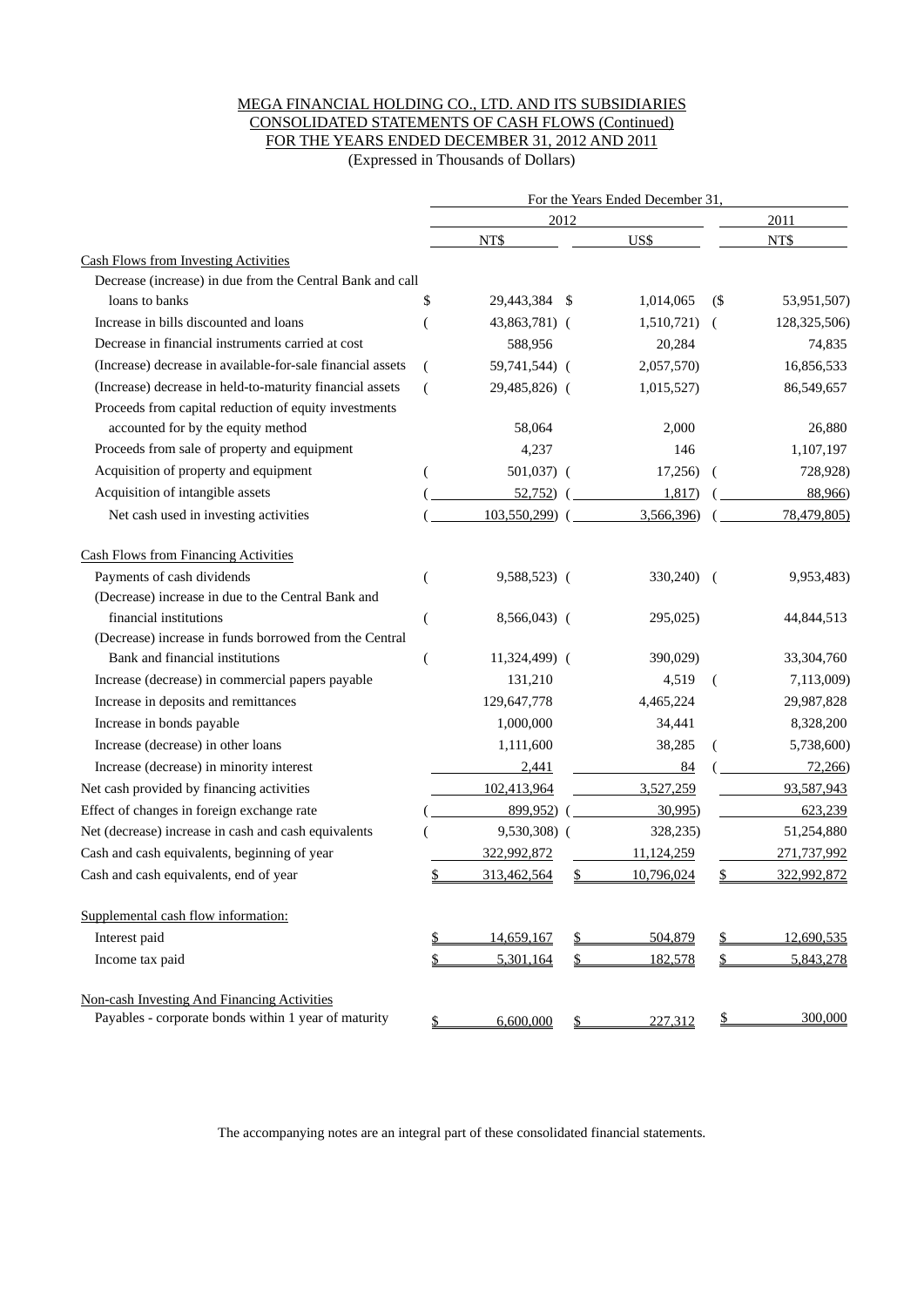MEGA FINANCIAL HOLDING CO., LTD. AND ITS SUBSIDIARIES
CONSOLIDATED STATEMENTS OF CASH FLOWS (Continued)
FOR THE YEARS ENDED DECEMBER 31, 2012 AND 2011
(Expressed in Thousands of Dollars)

| | For the Years Ended December 31, | | |
|---|---|---|---|
| | 2012 | | 2011 |
| | NT$ | US$ | NT$ |
| **Cash Flows from Investing Activities** | | | |
| Decrease (increase) in due from the Central Bank and call loans to banks | $ 29,443,384 | $ 1,014,065 | ($ 53,951,507) |
| Increase in bills discounted and loans | ( 43,863,781) | ( 1,510,721) | ( 128,325,506) |
| Decrease in financial instruments carried at cost | 588,956 | 20,284 | 74,835 |
| (Increase) decrease in available-for-sale financial assets | ( 59,741,544) | ( 2,057,570) | 16,856,533 |
| (Increase) decrease in held-to-maturity financial assets | ( 29,485,826) | ( 1,015,527) | 86,549,657 |
| Proceeds from capital reduction of equity investments accounted for by the equity method | 58,064 | 2,000 | 26,880 |
| Proceeds from sale of property and equipment | 4,237 | 146 | 1,107,197 |
| Acquisition of property and equipment | ( 501,037) | ( 17,256) | ( 728,928) |
| Acquisition of intangible assets | ( 52,752) | ( 1,817) | ( 88,966) |
| Net cash used in investing activities | ( 103,550,299) | ( 3,566,396) | ( 78,479,805) |
| **Cash Flows from Financing Activities** | | | |
| Payments of cash dividends | ( 9,588,523) | ( 330,240) | ( 9,953,483) |
| (Decrease) increase in due to the Central Bank and financial institutions | ( 8,566,043) | ( 295,025) | 44,844,513 |
| (Decrease) increase in funds borrowed from the Central Bank and financial institutions | ( 11,324,499) | ( 390,029) | 33,304,760 |
| Increase (decrease) in commercial papers payable | 131,210 | 4,519 | ( 7,113,009) |
| Increase in deposits and remittances | 129,647,778 | 4,465,224 | 29,987,828 |
| Increase in bonds payable | 1,000,000 | 34,441 | 8,328,200 |
| Increase (decrease) in other loans | 1,111,600 | 38,285 | ( 5,738,600) |
| Increase (decrease) in minority interest | 2,441 | 84 | ( 72,266) |
| Net cash provided by financing activities | 102,413,964 | 3,527,259 | 93,587,943 |
| Effect of changes in foreign exchange rate | ( 899,952) | ( 30,995) | 623,239 |
| Net (decrease) increase in cash and cash equivalents | ( 9,530,308) | ( 328,235) | 51,254,880 |
| Cash and cash equivalents, beginning of year | 322,992,872 | 11,124,259 | 271,737,992 |
| Cash and cash equivalents, end of year | $ 313,462,564 | $ 10,796,024 | $ 322,992,872 |
| **Supplemental cash flow information:** | | | |
| Interest paid | $ 14,659,167 | $ 504,879 | $ 12,690,535 |
| Income tax paid | $ 5,301,164 | $ 182,578 | $ 5,843,278 |
| **Non-cash Investing And Financing Activities** | | | |
| Payables - corporate bonds within 1 year of maturity | $ 6,600,000 | $ 227,312 | $ 300,000 |

The accompanying notes are an integral part of these consolidated financial statements.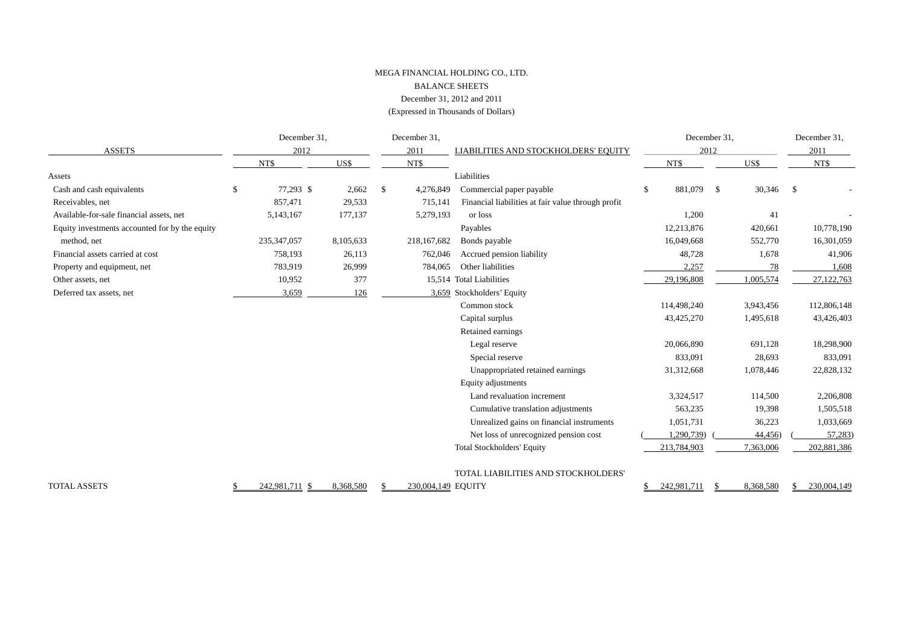MEGA FINANCIAL HOLDING CO., LTD.

BALANCE SHEETS

December 31, 2012 and 2011

(Expressed in Thousands of Dollars)

| ASSETS | December 31, 2012 NT$ | December 31, 2012 US$ | December 31, 2011 NT$ |
|---|---|---|---|
| Assets | | | |
| Cash and cash equivalents | $ 77,293 | $ 2,662 | $ 4,276,849 |
| Receivables, net | 857,471 | 29,533 | 715,141 |
| Available-for-sale financial assets, net | 5,143,167 | 177,137 | 5,279,193 |
| Equity investments accounted for by the equity method, net | 235,347,057 | 8,105,633 | 218,167,682 |
| Financial assets carried at cost | 758,193 | 26,113 | 762,046 |
| Property and equipment, net | 783,919 | 26,999 | 784,065 |
| Other assets, net | 10,952 | 377 | 15,514 |
| Deferred tax assets, net | 3,659 | 126 | 3,659 |
| TOTAL ASSETS | $ 242,981,711 | $ 8,368,580 | $ 230,004,149 |

| LIABILITIES AND STOCKHOLDERS' EQUITY | December 31, 2012 NT$ | December 31, 2012 US$ | December 31, 2011 NT$ |
|---|---|---|---|
| Liabilities | | | |
| Commercial paper payable | $ 881,079 | $ 30,346 | $ - |
| Financial liabilities at fair value through profit or loss | 1,200 | 41 | - |
| Payables | 12,213,876 | 420,661 | 10,778,190 |
| Bonds payable | 16,049,668 | 552,770 | 16,301,059 |
| Accrued pension liability | 48,728 | 1,678 | 41,906 |
| Other liabilities | 2,257 | 78 | 1,608 |
| Total Liabilities | 29,196,808 | 1,005,574 | 27,122,763 |
| Stockholders' Equity | | | |
| Common stock | 114,498,240 | 3,943,456 | 112,806,148 |
| Capital surplus | 43,425,270 | 1,495,618 | 43,426,403 |
| Retained earnings | | | |
| Legal reserve | 20,066,890 | 691,128 | 18,298,900 |
| Special reserve | 833,091 | 28,693 | 833,091 |
| Unappropriated retained earnings | 31,312,668 | 1,078,446 | 22,828,132 |
| Equity adjustments | | | |
| Land revaluation increment | 3,324,517 | 114,500 | 2,206,808 |
| Cumulative translation adjustments | 563,235 | 19,398 | 1,505,518 |
| Unrealized gains on financial instruments | 1,051,731 | 36,223 | 1,033,669 |
| Net loss of unrecognized pension cost | ( 1,290,739) | ( 44,456) | ( 57,283) |
| Total Stockholders' Equity | 213,784,903 | 7,363,006 | 202,881,386 |
| TOTAL LIABILITIES AND STOCKHOLDERS' EQUITY | $ 242,981,711 | $ 8,368,580 | $ 230,004,149 |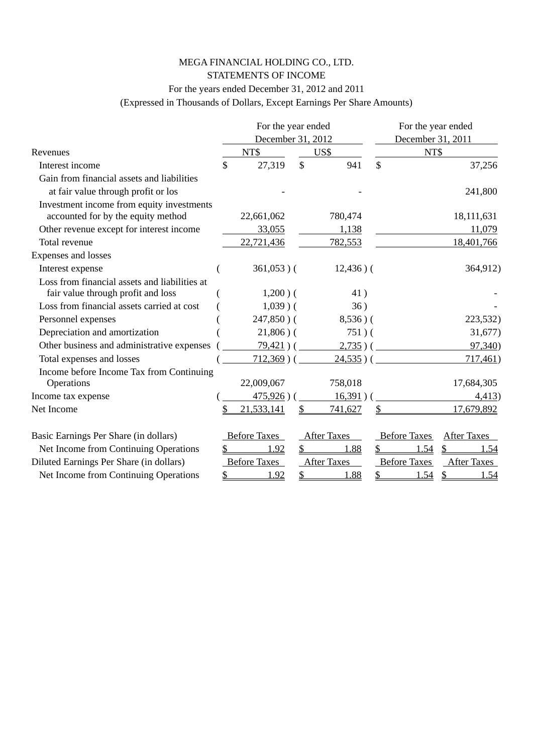# MEGA FINANCIAL HOLDING CO., LTD.

## STATEMENTS OF INCOME

For the years ended December 31, 2012 and 2011

(Expressed in Thousands of Dollars, Except Earnings Per Share Amounts)

| | For the year ended December 31, 2012 | | For the year ended December 31, 2011 |
|---|---|---|---|
| Revenues | NT$ | US$ | NT$ |
| Interest income | $ 27,319 | $ 941 | $ 37,256 |
| Gain from financial assets and liabilities at fair value through profit or los | - | - | 241,800 |
| Investment income from equity investments accounted for by the equity method | 22,661,062 | 780,474 | 18,111,631 |
| Other revenue except for interest income | 33,055 | 1,138 | 11,079 |
| Total revenue | 22,721,436 | 782,553 | 18,401,766 |
| Expenses and losses | | | |
| Interest expense | ( 361,053 ) | ( 12,436 ) | ( 364,912) |
| Loss from financial assets and liabilities at fair value through profit and loss | ( 1,200 ) | ( 41 ) | - |
| Loss from financial assets carried at cost | ( 1,039 ) | ( 36 ) | - |
| Personnel expenses | ( 247,850 ) | ( 8,536 ) | ( 223,532) |
| Depreciation and amortization | ( 21,806 ) | ( 751 ) | ( 31,677) |
| Other business and administrative expenses | ( 79,421 ) | ( 2,735 ) | ( 97,340) |
| Total expenses and losses | ( 712,369 ) | ( 24,535 ) | ( 717,461) |
| Income before Income Tax from Continuing Operations | 22,009,067 | 758,018 | 17,684,305 |
| Income tax expense | ( 475,926 ) | ( 16,391 ) | ( 4,413) |
| Net Income | $ 21,533,141 | $ 741,627 | $ 17,679,892 |

| | 2012 Before Taxes | 2012 After Taxes | 2011 Before Taxes | 2011 After Taxes |
|---|---|---|---|---|
| Basic Earnings Per Share (in dollars) | Before Taxes | After Taxes | Before Taxes | After Taxes |
| Net Income from Continuing Operations | $ 1.92 | $ 1.88 | $ 1.54 | $ 1.54 |
| Diluted Earnings Per Share (in dollars) | Before Taxes | After Taxes | Before Taxes | After Taxes |
| Net Income from Continuing Operations | $ 1.92 | $ 1.88 | $ 1.54 | $ 1.54 |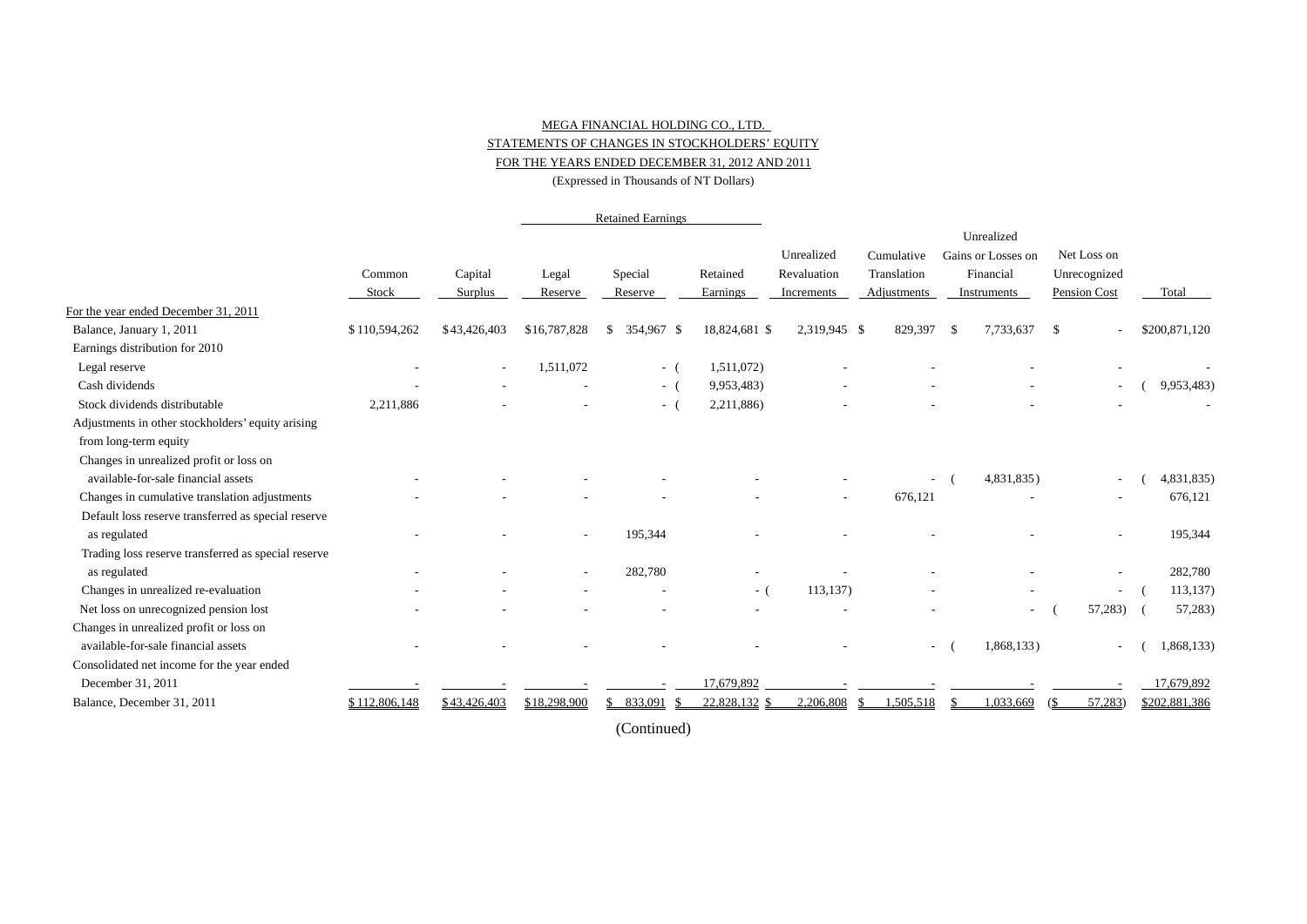MEGA FINANCIAL HOLDING CO., LTD.

STATEMENTS OF CHANGES IN STOCKHOLDERS' EQUITY

FOR THE YEARS ENDED DECEMBER 31, 2012 AND 2011

(Expressed in Thousands of NT Dollars)

| | | | Retained Earnings | | | | | | | |
|---|---|---|---|---|---|---|---|---|---|---|
| | Common Stock | Capital Surplus | Legal Reserve | Special Reserve | Retained Earnings | Unrealized Revaluation Increments | Cumulative Translation Adjustments | Unrealized Gains or Losses on Financial Instruments | Net Loss on Unrecognized Pension Cost | Total |
| For the year ended December 31, 2011 | | | | | | | | | | |
| Balance, January 1, 2011 | $110,594,262 | $43,426,403 | $16,787,828 | $ 354,967 | $ 18,824,681 | $ 2,319,945 | $ 829,397 | $ 7,733,637 | $ - | $200,871,120 |
| Earnings distribution for 2010 | | | | | | | | | | |
| Legal reserve | - | - | 1,511,072 | - | ( 1,511,072) | - | - | - | - | - |
| Cash dividends | - | - | - | - | ( 9,953,483) | - | - | - | - | ( 9,953,483) |
| Stock dividends distributable | 2,211,886 | - | - | - | ( 2,211,886) | - | - | - | - | - |
| Adjustments in other stockholders' equity arising from long-term equity | | | | | | | | | | |
| Changes in unrealized profit or loss on available-for-sale financial assets | - | - | - | - | - | - | - | ( 4,831,835) | - | ( 4,831,835) |
| Changes in cumulative translation adjustments | - | - | - | - | - | - | 676,121 | - | - | 676,121 |
| Default loss reserve transferred as special reserve as regulated | - | - | - | 195,344 | - | - | - | - | - | 195,344 |
| Trading loss reserve transferred as special reserve as regulated | - | - | - | 282,780 | - | - | - | - | - | 282,780 |
| Changes in unrealized re-evaluation | - | - | - | - | - | ( 113,137) | - | - | - | ( 113,137) |
| Net loss on unrecognized pension lost | - | - | - | - | - | - | - | - | ( 57,283) | ( 57,283) |
| Changes in unrealized profit or loss on available-for-sale financial assets | - | - | - | - | - | - | - | ( 1,868,133) | - | ( 1,868,133) |
| Consolidated net income for the year ended December 31, 2011 | - | - | - | - | 17,679,892 | - | - | - | - | 17,679,892 |
| Balance, December 31, 2011 | $112,806,148 | $43,426,403 | $18,298,900 | $ 833,091 | $ 22,828,132 | $ 2,206,808 | $ 1,505,518 | $ 1,033,669 | ($ 57,283) | $202,881,386 |

(Continued)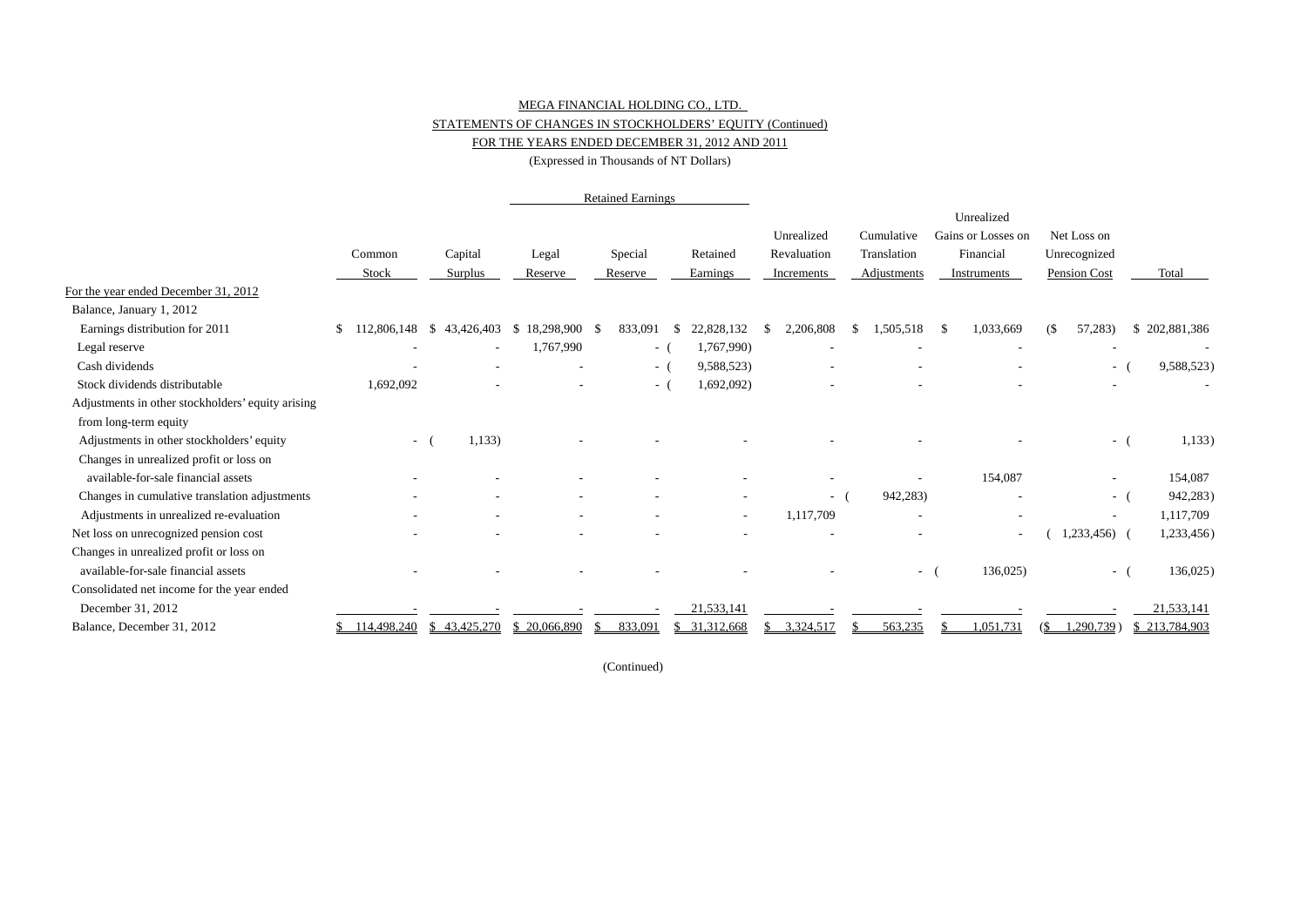MEGA FINANCIAL HOLDING CO., LTD.

STATEMENTS OF CHANGES IN STOCKHOLDERS' EQUITY (Continued)

FOR THE YEARS ENDED DECEMBER 31, 2012 AND 2011

(Expressed in Thousands of NT Dollars)

| | Common Stock | Capital Surplus | Retained Earnings: Legal Reserve | Retained Earnings: Special Reserve | Retained Earnings: Retained Earnings | Unrealized Revaluation Increments | Cumulative Translation Adjustments | Unrealized Gains or Losses on Financial Instruments | Net Loss on Unrecognized Pension Cost | Total |
|---|---|---|---|---|---|---|---|---|---|---|
| For the year ended December 31, 2012 | | | | | | | | | | |
| Balance, January 1, 2012 | | | | | | | | | | |
| Earnings distribution for 2011 | $ 112,806,148 | $ 43,426,403 | $ 18,298,900 | $ 833,091 | $ 22,828,132 | $ 2,206,808 | $ 1,505,518 | $ 1,033,669 | ($ 57,283) | $ 202,881,386 |
| Legal reserve | - | - | 1,767,990 | - | ( 1,767,990) | - | - | - | - | - |
| Cash dividends | - | - | - | - | ( 9,588,523) | - | - | - | - | ( 9,588,523) |
| Stock dividends distributable | 1,692,092 | - | - | - | ( 1,692,092) | - | - | - | - | - |
| Adjustments in other stockholders' equity arising from long-term equity | | | | | | | | | | |
| Adjustments in other stockholders' equity | - | ( 1,133) | - | - | - | - | - | - | - | ( 1,133) |
| Changes in unrealized profit or loss on available-for-sale financial assets | - | - | - | - | - | - | - | 154,087 | - | 154,087 |
| Changes in cumulative translation adjustments | - | - | - | - | - | - | ( 942,283) | - | - | ( 942,283) |
| Adjustments in unrealized re-evaluation | - | - | - | - | - | 1,117,709 | - | - | - | 1,117,709 |
| Net loss on unrecognized pension cost | - | - | - | - | - | - | - | - | ( 1,233,456) | ( 1,233,456) |
| Changes in unrealized profit or loss on available-for-sale financial assets | - | - | - | - | - | - | - | ( 136,025) | - | ( 136,025) |
| Consolidated net income for the year ended December 31, 2012 | - | - | - | - | 21,533,141 | - | - | - | - | 21,533,141 |
| Balance, December 31, 2012 | $ 114,498,240 | $ 43,425,270 | $ 20,066,890 | $ 833,091 | $ 31,312,668 | $ 3,324,517 | $ 563,235 | $ 1,051,731 | ($ 1,290,739) | $ 213,784,903 |

(Continued)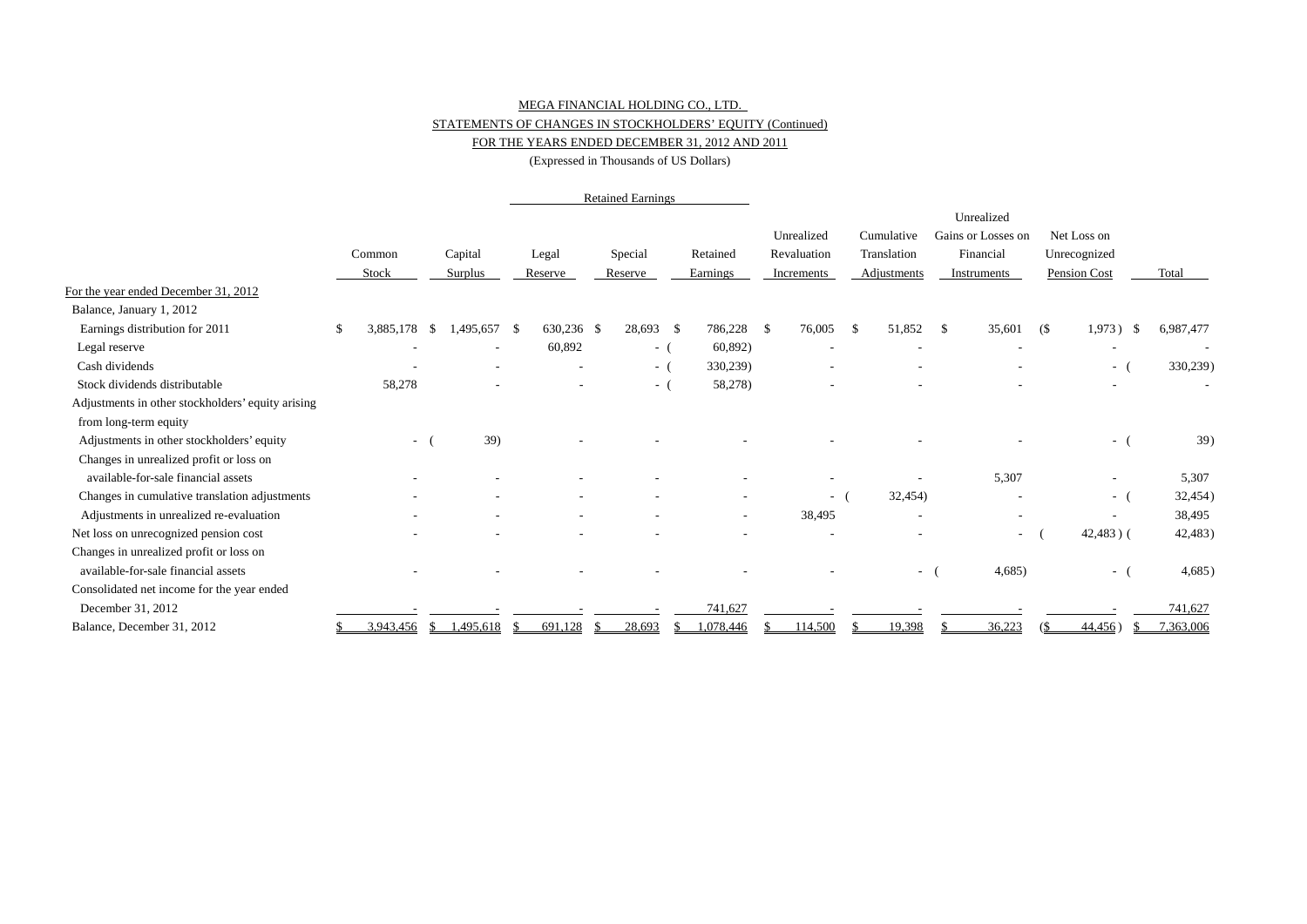MEGA FINANCIAL HOLDING CO., LTD.

STATEMENTS OF CHANGES IN STOCKHOLDERS' EQUITY (Continued)

FOR THE YEARS ENDED DECEMBER 31, 2012 AND 2011

(Expressed in Thousands of US Dollars)

| | Common Stock | Capital Surplus | Retained Earnings: Legal Reserve | Retained Earnings: Special Reserve | Retained Earnings: Retained Earnings | Unrealized Revaluation Increments | Cumulative Translation Adjustments | Unrealized Gains or Losses on Financial Instruments | Net Loss on Unrecognized Pension Cost | Total |
|---|---|---|---|---|---|---|---|---|---|---|
| For the year ended December 31, 2012 | | | | | | | | | | |
| Balance, January 1, 2012 | | | | | | | | | | |
| Earnings distribution for 2011 | $ 3,885,178 | $ 1,495,657 | $ 630,236 | $ 28,693 | $ 786,228 | $ 76,005 | $ 51,852 | $ 35,601 | ($ 1,973) | $ 6,987,477 |
| Legal reserve | - | - | 60,892 | - | ( 60,892) | - | - | - | - | - |
| Cash dividends | - | - | - | - | ( 330,239) | - | - | - | - | ( 330,239) |
| Stock dividends distributable | 58,278 | - | - | - | ( 58,278) | - | - | - | - | - |
| Adjustments in other stockholders' equity arising from long-term equity | | | | | | | | | | |
| Adjustments in other stockholders' equity | - | ( 39) | - | - | - | - | - | - | - | ( 39) |
| Changes in unrealized profit or loss on available-for-sale financial assets | - | - | - | - | - | - | - | 5,307 | - | 5,307 |
| Changes in cumulative translation adjustments | - | - | - | - | - | - | ( 32,454) | - | - | ( 32,454) |
| Adjustments in unrealized re-evaluation | - | - | - | - | - | 38,495 | - | - | - | 38,495 |
| Net loss on unrecognized pension cost | - | - | - | - | - | - | - | - | ( 42,483) | ( 42,483) |
| Changes in unrealized profit or loss on available-for-sale financial assets | - | - | - | - | - | - | - | ( 4,685) | - | ( 4,685) |
| Consolidated net income for the year ended December 31, 2012 | - | - | - | - | 741,627 | - | - | - | - | 741,627 |
| Balance, December 31, 2012 | $ 3,943,456 | $ 1,495,618 | $ 691,128 | $ 28,693 | $ 1,078,446 | $ 114,500 | $ 19,398 | $ 36,223 | ($ 44,456) | $ 7,363,006 |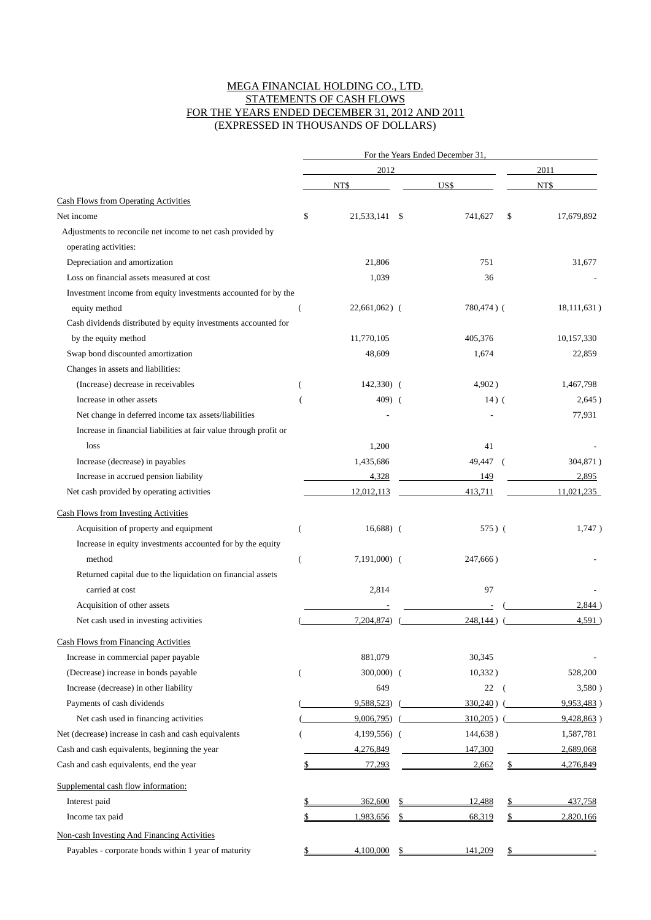MEGA FINANCIAL HOLDING CO., LTD.
STATEMENTS OF CASH FLOWS
FOR THE YEARS ENDED DECEMBER 31, 2012 AND 2011
(EXPRESSED IN THOUSANDS OF DOLLARS)

| | For the Years Ended December 31, | | |
|---|---|---|---|
| | 2012 | | 2011 |
| | NT$ | US$ | NT$ |
| Cash Flows from Operating Activities | | | |
| Net income | $ 21,533,141 | $ 741,627 | $ 17,679,892 |
| Adjustments to reconcile net income to net cash provided by operating activities: | | | |
| Depreciation and amortization | 21,806 | 751 | 31,677 |
| Loss on financial assets measured at cost | 1,039 | 36 | - |
| Investment income from equity investments accounted for by the equity method | ( 22,661,062) | ( 780,474 ) | ( 18,111,631 ) |
| Cash dividends distributed by equity investments accounted for by the equity method | 11,770,105 | 405,376 | 10,157,330 |
| Swap bond discounted amortization | 48,609 | 1,674 | 22,859 |
| Changes in assets and liabilities: | | | |
| (Increase) decrease in receivables | ( 142,330) | ( 4,902 ) | 1,467,798 |
| Increase in other assets | ( 409) | ( 14 ) | ( 2,645 ) |
| Net change in deferred income tax assets/liabilities | - | - | 77,931 |
| Increase in financial liabilities at fair value through profit or loss | 1,200 | 41 | - |
| Increase (decrease) in payables | 1,435,686 | 49,447 | ( 304,871 ) |
| Increase in accrued pension liability | 4,328 | 149 | 2,895 |
| Net cash provided by operating activities | 12,012,113 | 413,711 | 11,021,235 |
| Cash Flows from Investing Activities | | | |
| Acquisition of property and equipment | ( 16,688) | ( 575 ) | ( 1,747 ) |
| Increase in equity investments accounted for by the equity method | ( 7,191,000) | ( 247,666 ) | - |
| Returned capital due to the liquidation on financial assets carried at cost | 2,814 | 97 | - |
| Acquisition of other assets | - | - | ( 2,844 ) |
| Net cash used in investing activities | ( 7,204,874) | ( 248,144 ) | ( 4,591 ) |
| Cash Flows from Financing Activities | | | |
| Increase in commercial paper payable | 881,079 | 30,345 | - |
| (Decrease) increase in bonds payable | ( 300,000) | ( 10,332 ) | 528,200 |
| Increase (decrease) in other liability | 649 | 22 | ( 3,580 ) |
| Payments of cash dividends | ( 9,588,523) | ( 330,240 ) | ( 9,953,483 ) |
| Net cash used in financing activities | ( 9,006,795) | ( 310,205 ) | ( 9,428,863 ) |
| Net (decrease) increase in cash and cash equivalents | ( 4,199,556) | ( 144,638 ) | 1,587,781 |
| Cash and cash equivalents, beginning the year | 4,276,849 | 147,300 | 2,689,068 |
| Cash and cash equivalents, end the year | $ 77,293 | 2,662 | $ 4,276,849 |
| Supplemental cash flow information: | | | |
| Interest paid | $ 362,600 | $ 12,488 | $ 437,758 |
| Income tax paid | $ 1,983,656 | $ 68,319 | $ 2,820,166 |
| Non-cash Investing And Financing Activities | | | |
| Payables - corporate bonds within 1 year of maturity | $ 4,100,000 | $ 141,209 | $ - |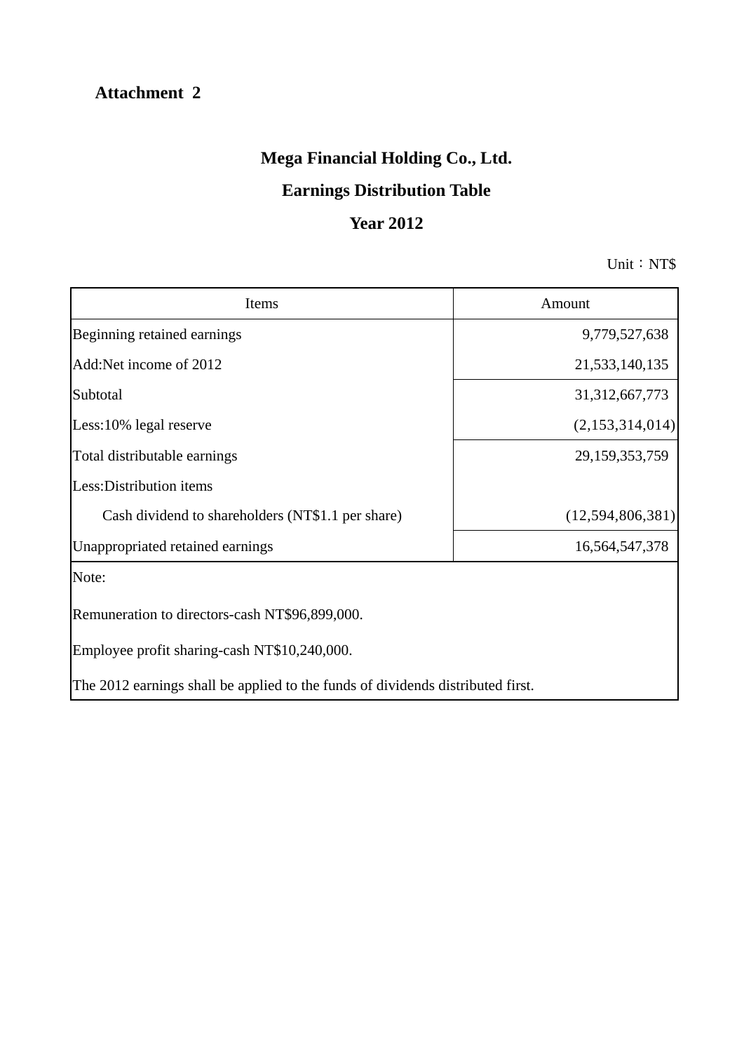**Attachment 2**

# Mega Financial Holding Co., Ltd.

## Earnings Distribution Table

## Year 2012

Unit：NT$

| Items | Amount |
|---|---|
| Beginning retained earnings | 9,779,527,638 |
| Add:Net income of 2012 | 21,533,140,135 |
| Subtotal | 31,312,667,773 |
| Less:10% legal reserve | (2,153,314,014) |
| Total distributable earnings | 29,159,353,759 |
| Less:Distribution items | |
| Cash dividend to shareholders (NT$1.1 per share) | (12,594,806,381) |
| Unappropriated retained earnings | 16,564,547,378 |

Note:

Remuneration to directors-cash NT$96,899,000.

Employee profit sharing-cash NT$10,240,000.

The 2012 earnings shall be applied to the funds of dividends distributed first.